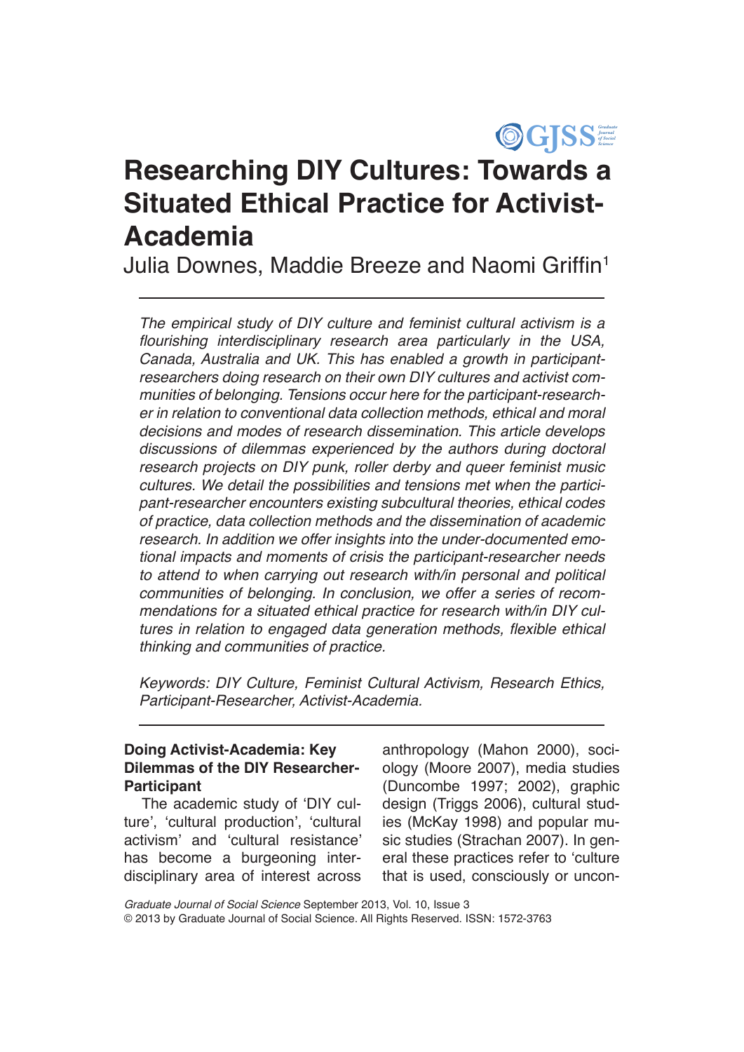# Researching DIY Cultures: Towards a Situated Ethical Practice for Activist-Academia

Julia Downes, Maddie Breeze and Naomi Griffin[1]

*The empirical study of DIY culture and feminist cultural activism is a flourishing interdisciplinary research area particularly in the USA, Canada, Australia and UK. This has enabled a growth in participant-researchers doing research on their own DIY cultures and activist communities of belonging. Tensions occur here for the participant-researcher in relation to conventional data collection methods, ethical and moral decisions and modes of research dissemination. This article develops discussions of dilemmas experienced by the authors during doctoral research projects on DIY punk, roller derby and queer feminist music cultures. We detail the possibilities and tensions met when the participant-researcher encounters existing subcultural theories, ethical codes of practice, data collection methods and the dissemination of academic research. In addition we offer insights into the under-documented emotional impacts and moments of crisis the participant-researcher needs to attend to when carrying out research with/in personal and political communities of belonging. In conclusion, we offer a series of recommendations for a situated ethical practice for research with/in DIY cultures in relation to engaged data generation methods, flexible ethical thinking and communities of practice.*

*Keywords: DIY Culture, Feminist Cultural Activism, Research Ethics, Participant-Researcher, Activist-Academia.*

## Doing Activist-Academia: Key Dilemmas of the DIY Researcher-Participant

The academic study of 'DIY culture', 'cultural production', 'cultural activism' and 'cultural resistance' has become a burgeoning interdisciplinary area of interest across anthropology (Mahon 2000), sociology (Moore 2007), media studies (Duncombe 1997; 2002), graphic design (Triggs 2006), cultural studies (McKay 1998) and popular music studies (Strachan 2007). In general these practices refer to 'culture that is used, consciously or uncon-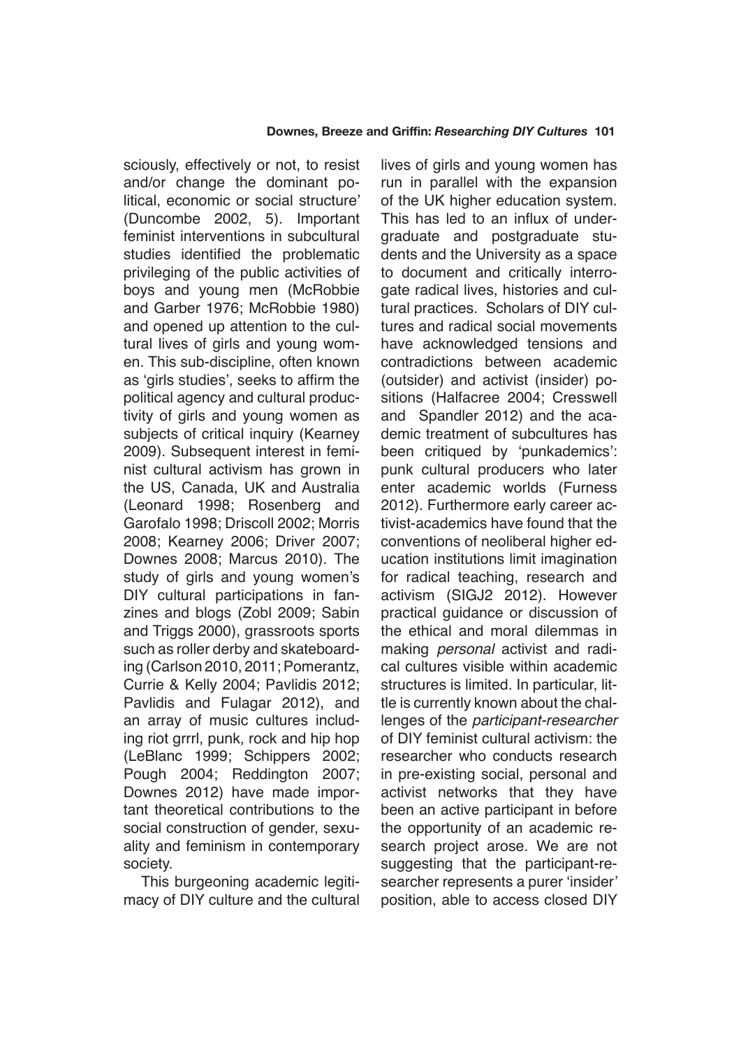sciously, effectively or not, to resist and/or change the dominant political, economic or social structure' (Duncombe 2002, 5). Important feminist interventions in subcultural studies identified the problematic privileging of the public activities of boys and young men (McRobbie and Garber 1976; McRobbie 1980) and opened up attention to the cultural lives of girls and young women. This sub-discipline, often known as 'girls studies', seeks to affirm the political agency and cultural productivity of girls and young women as subjects of critical inquiry (Kearney 2009). Subsequent interest in feminist cultural activism has grown in the US, Canada, UK and Australia (Leonard 1998; Rosenberg and Garofalo 1998; Driscoll 2002; Morris 2008; Kearney 2006; Driver 2007; Downes 2008; Marcus 2010). The study of girls and young women's DIY cultural participations in fanzines and blogs (Zobl 2009; Sabin and Triggs 2000), grassroots sports such as roller derby and skateboarding (Carlson 2010, 2011; Pomerantz, Currie & Kelly 2004; Pavlidis 2012; Pavlidis and Fulagar 2012), and an array of music cultures including riot grrrl, punk, rock and hip hop (LeBlanc 1999; Schippers 2002; Pough 2004; Reddington 2007; Downes 2012) have made important theoretical contributions to the social construction of gender, sexuality and feminism in contemporary society.

This burgeoning academic legitimacy of DIY culture and the cultural lives of girls and young women has run in parallel with the expansion of the UK higher education system. This has led to an influx of undergraduate and postgraduate students and the University as a space to document and critically interrogate radical lives, histories and cultural practices. Scholars of DIY cultures and radical social movements have acknowledged tensions and contradictions between academic (outsider) and activist (insider) positions (Halfacree 2004; Cresswell and Spandler 2012) and the academic treatment of subcultures has been critiqued by 'punkademics': punk cultural producers who later enter academic worlds (Furness 2012). Furthermore early career activist-academics have found that the conventions of neoliberal higher education institutions limit imagination for radical teaching, research and activism (SIGJ2 2012). However practical guidance or discussion of the ethical and moral dilemmas in making *personal* activist and radical cultures visible within academic structures is limited. In particular, little is currently known about the challenges of the *participant-researcher* of DIY feminist cultural activism: the researcher who conducts research in pre-existing social, personal and activist networks that they have been an active participant in before the opportunity of an academic research project arose. We are not suggesting that the participant-researcher represents a purer 'insider' position, able to access closed DIY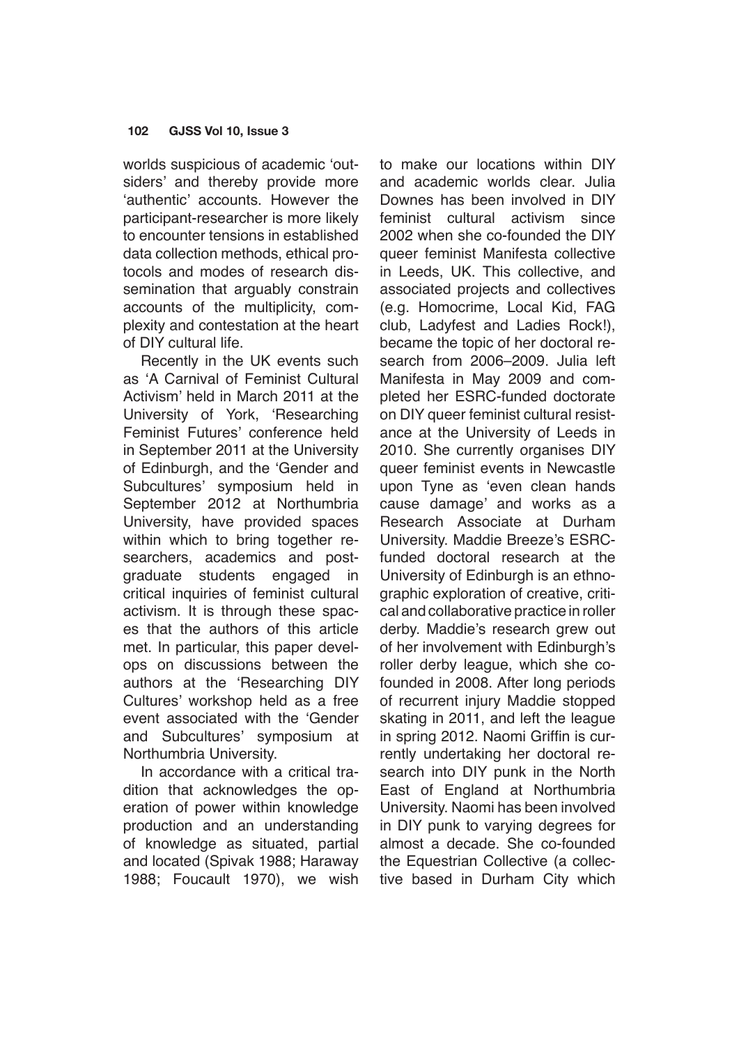worlds suspicious of academic 'outsiders' and thereby provide more 'authentic' accounts. However the participant-researcher is more likely to encounter tensions in established data collection methods, ethical protocols and modes of research dissemination that arguably constrain accounts of the multiplicity, complexity and contestation at the heart of DIY cultural life.

Recently in the UK events such as 'A Carnival of Feminist Cultural Activism' held in March 2011 at the University of York, 'Researching Feminist Futures' conference held in September 2011 at the University of Edinburgh, and the 'Gender and Subcultures' symposium held in September 2012 at Northumbria University, have provided spaces within which to bring together researchers, academics and postgraduate students engaged in critical inquiries of feminist cultural activism. It is through these spaces that the authors of this article met. In particular, this paper develops on discussions between the authors at the 'Researching DIY Cultures' workshop held as a free event associated with the 'Gender and Subcultures' symposium at Northumbria University.

In accordance with a critical tradition that acknowledges the operation of power within knowledge production and an understanding of knowledge as situated, partial and located (Spivak 1988; Haraway 1988; Foucault 1970), we wish to make our locations within DIY and academic worlds clear. Julia Downes has been involved in DIY feminist cultural activism since 2002 when she co-founded the DIY queer feminist Manifesta collective in Leeds, UK. This collective, and associated projects and collectives (e.g. Homocrime, Local Kid, FAG club, Ladyfest and Ladies Rock!), became the topic of her doctoral research from 2006–2009. Julia left Manifesta in May 2009 and completed her ESRC-funded doctorate on DIY queer feminist cultural resistance at the University of Leeds in 2010. She currently organises DIY queer feminist events in Newcastle upon Tyne as 'even clean hands cause damage' and works as a Research Associate at Durham University. Maddie Breeze's ESRC-funded doctoral research at the University of Edinburgh is an ethnographic exploration of creative, critical and collaborative practice in roller derby. Maddie's research grew out of her involvement with Edinburgh's roller derby league, which she co-founded in 2008. After long periods of recurrent injury Maddie stopped skating in 2011, and left the league in spring 2012. Naomi Griffin is currently undertaking her doctoral research into DIY punk in the North East of England at Northumbria University. Naomi has been involved in DIY punk to varying degrees for almost a decade. She co-founded the Equestrian Collective (a collective based in Durham City which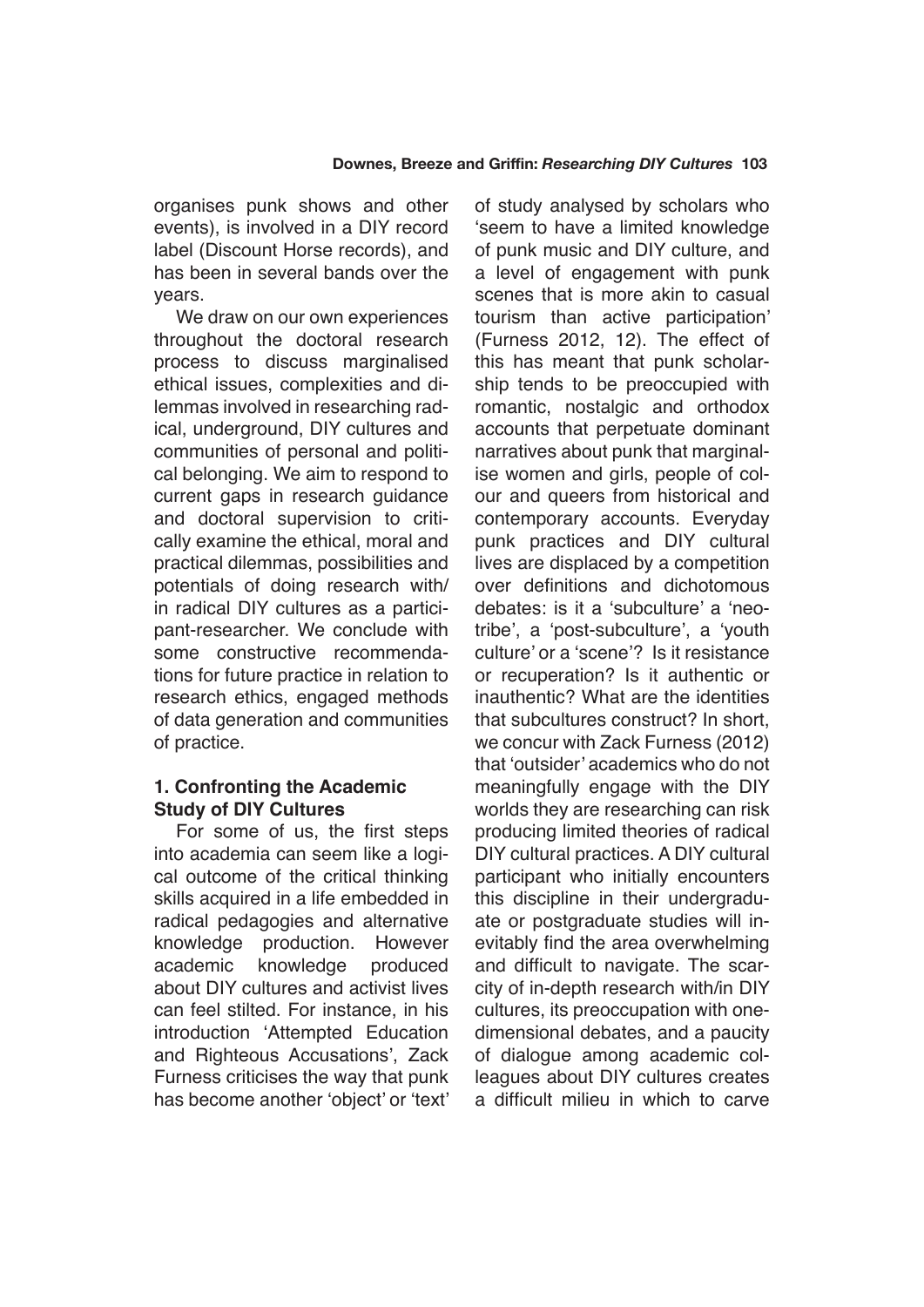organises punk shows and other events), is involved in a DIY record label (Discount Horse records), and has been in several bands over the years.

We draw on our own experiences throughout the doctoral research process to discuss marginalised ethical issues, complexities and dilemmas involved in researching radical, underground, DIY cultures and communities of personal and political belonging. We aim to respond to current gaps in research guidance and doctoral supervision to critically examine the ethical, moral and practical dilemmas, possibilities and potentials of doing research with/in radical DIY cultures as a participant-researcher. We conclude with some constructive recommendations for future practice in relation to research ethics, engaged methods of data generation and communities of practice.

### 1. Confronting the Academic Study of DIY Cultures

For some of us, the first steps into academia can seem like a logical outcome of the critical thinking skills acquired in a life embedded in radical pedagogies and alternative knowledge production. However academic knowledge produced about DIY cultures and activist lives can feel stilted. For instance, in his introduction 'Attempted Education and Righteous Accusations', Zack Furness criticises the way that punk has become another 'object' or 'text' of study analysed by scholars who 'seem to have a limited knowledge of punk music and DIY culture, and a level of engagement with punk scenes that is more akin to casual tourism than active participation' (Furness 2012, 12). The effect of this has meant that punk scholarship tends to be preoccupied with romantic, nostalgic and orthodox accounts that perpetuate dominant narratives about punk that marginalise women and girls, people of colour and queers from historical and contemporary accounts. Everyday punk practices and DIY cultural lives are displaced by a competition over definitions and dichotomous debates: is it a 'subculture' a 'neo-tribe', a 'post-subculture', a 'youth culture' or a 'scene'? Is it resistance or recuperation? Is it authentic or inauthentic? What are the identities that subcultures construct? In short, we concur with Zack Furness (2012) that 'outsider' academics who do not meaningfully engage with the DIY worlds they are researching can risk producing limited theories of radical DIY cultural practices. A DIY cultural participant who initially encounters this discipline in their undergraduate or postgraduate studies will inevitably find the area overwhelming and difficult to navigate. The scarcity of in-depth research with/in DIY cultures, its preoccupation with one-dimensional debates, and a paucity of dialogue among academic colleagues about DIY cultures creates a difficult milieu in which to carve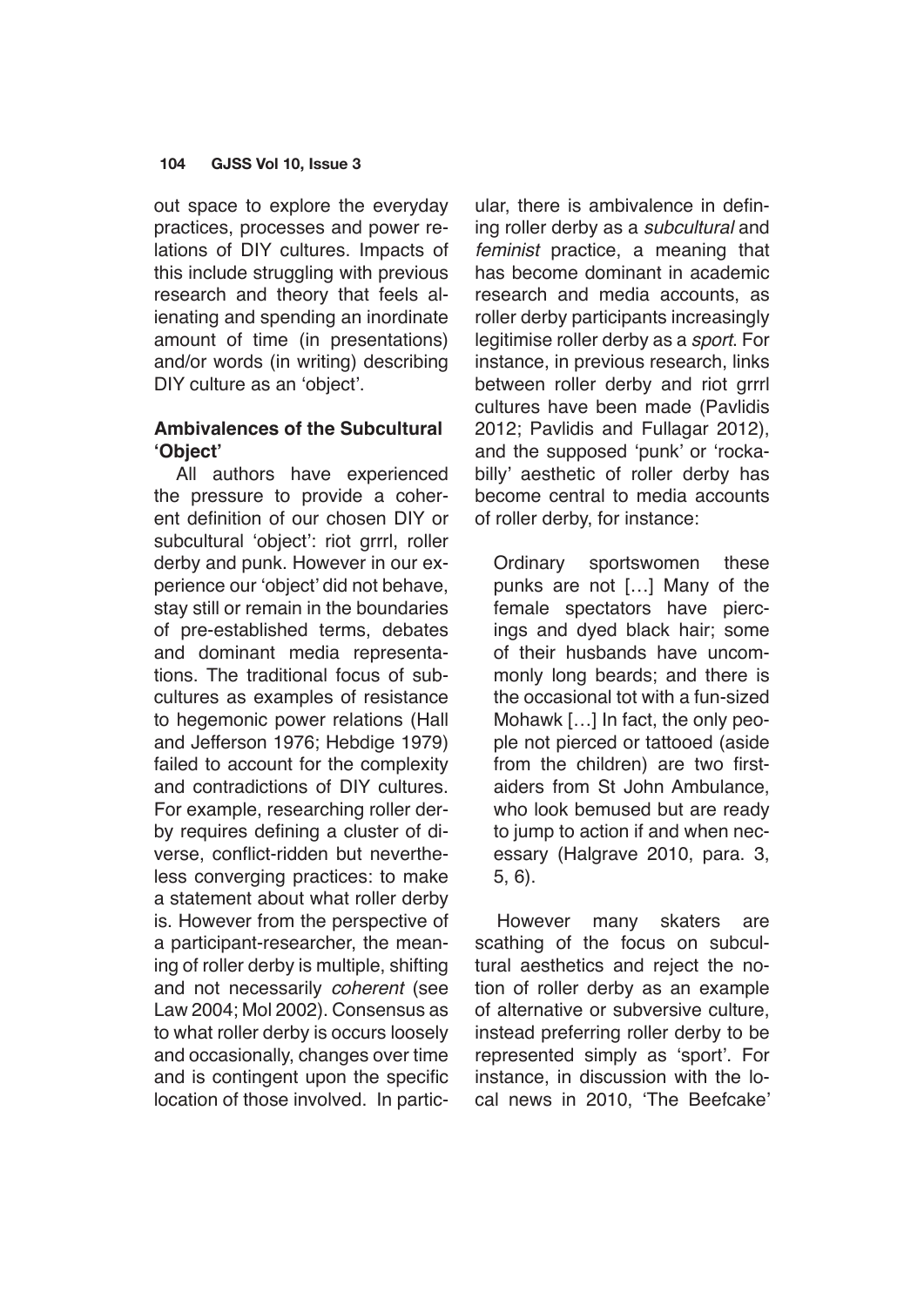out space to explore the everyday practices, processes and power relations of DIY cultures. Impacts of this include struggling with previous research and theory that feels alienating and spending an inordinate amount of time (in presentations) and/or words (in writing) describing DIY culture as an 'object'.

### Ambivalences of the Subcultural 'Object'

All authors have experienced the pressure to provide a coherent definition of our chosen DIY or subcultural 'object': riot grrrl, roller derby and punk. However in our experience our 'object' did not behave, stay still or remain in the boundaries of pre-established terms, debates and dominant media representations. The traditional focus of subcultures as examples of resistance to hegemonic power relations (Hall and Jefferson 1976; Hebdige 1979) failed to account for the complexity and contradictions of DIY cultures. For example, researching roller derby requires defining a cluster of diverse, conflict-ridden but nevertheless converging practices: to make a statement about what roller derby is. However from the perspective of a participant-researcher, the meaning of roller derby is multiple, shifting and not necessarily *coherent* (see Law 2004; Mol 2002). Consensus as to what roller derby is occurs loosely and occasionally, changes over time and is contingent upon the specific location of those involved. In particular, there is ambivalence in defining roller derby as a *subcultural* and *feminist* practice, a meaning that has become dominant in academic research and media accounts, as roller derby participants increasingly legitimise roller derby as a *sport*. For instance, in previous research, links between roller derby and riot grrrl cultures have been made (Pavlidis 2012; Pavlidis and Fullagar 2012), and the supposed 'punk' or 'rockabilly' aesthetic of roller derby has become central to media accounts of roller derby, for instance:

> Ordinary sportswomen these punks are not […] Many of the female spectators have piercings and dyed black hair; some of their husbands have uncommonly long beards; and there is the occasional tot with a fun-sized Mohawk […] In fact, the only people not pierced or tattooed (aside from the children) are two first-aiders from St John Ambulance, who look bemused but are ready to jump to action if and when necessary (Halgrave 2010, para. 3, 5, 6).

However many skaters are scathing of the focus on subcultural aesthetics and reject the notion of roller derby as an example of alternative or subversive culture, instead preferring roller derby to be represented simply as 'sport'. For instance, in discussion with the local news in 2010, 'The Beefcake'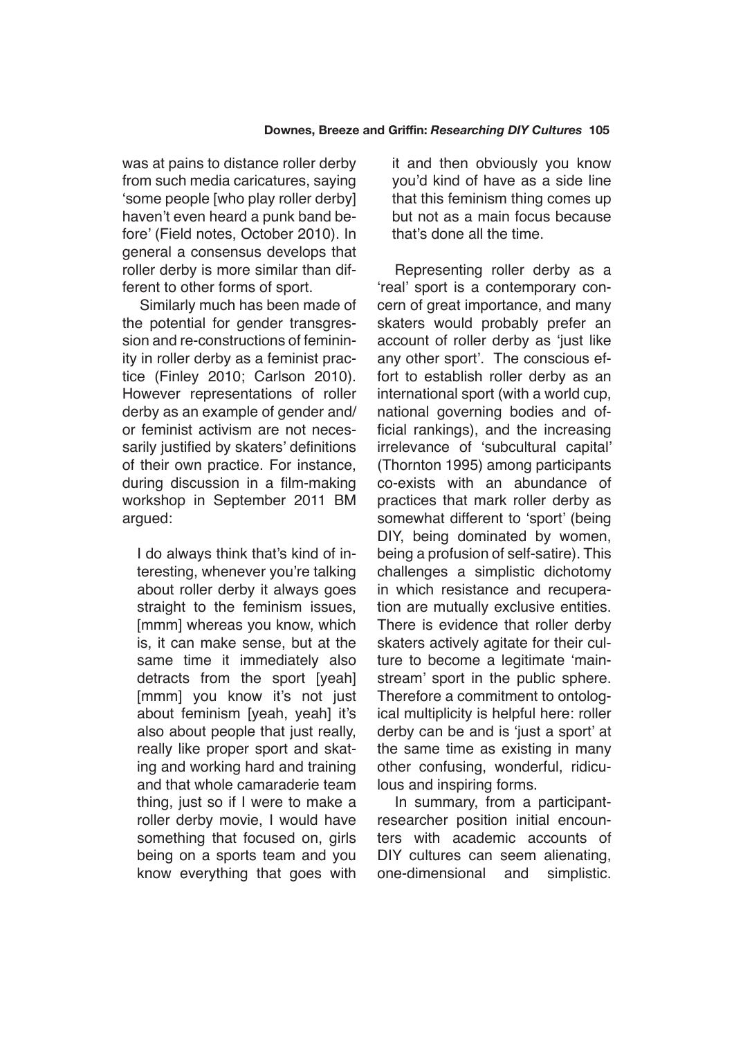was at pains to distance roller derby from such media caricatures, saying 'some people [who play roller derby] haven't even heard a punk band before' (Field notes, October 2010). In general a consensus develops that roller derby is more similar than different to other forms of sport.

Similarly much has been made of the potential for gender transgression and re-constructions of femininity in roller derby as a feminist practice (Finley 2010; Carlson 2010). However representations of roller derby as an example of gender and/or feminist activism are not necessarily justified by skaters' definitions of their own practice. For instance, during discussion in a film-making workshop in September 2011 BM argued:

> I do always think that's kind of interesting, whenever you're talking about roller derby it always goes straight to the feminism issues, [mmm] whereas you know, which is, it can make sense, but at the same time it immediately also detracts from the sport [yeah] [mmm] you know it's not just about feminism [yeah, yeah] it's also about people that just really, really like proper sport and skating and working hard and training and that whole camaraderie team thing, just so if I were to make a roller derby movie, I would have something that focused on, girls being on a sports team and you know everything that goes with it and then obviously you know you'd kind of have as a side line that this feminism thing comes up but not as a main focus because that's done all the time.

Representing roller derby as a 'real' sport is a contemporary concern of great importance, and many skaters would probably prefer an account of roller derby as 'just like any other sport'. The conscious effort to establish roller derby as an international sport (with a world cup, national governing bodies and official rankings), and the increasing irrelevance of 'subcultural capital' (Thornton 1995) among participants co-exists with an abundance of practices that mark roller derby as somewhat different to 'sport' (being DIY, being dominated by women, being a profusion of self-satire). This challenges a simplistic dichotomy in which resistance and recuperation are mutually exclusive entities. There is evidence that roller derby skaters actively agitate for their culture to become a legitimate 'mainstream' sport in the public sphere. Therefore a commitment to ontological multiplicity is helpful here: roller derby can be and is 'just a sport' at the same time as existing in many other confusing, wonderful, ridiculous and inspiring forms.

In summary, from a participant-researcher position initial encounters with academic accounts of DIY cultures can seem alienating, one-dimensional and simplistic.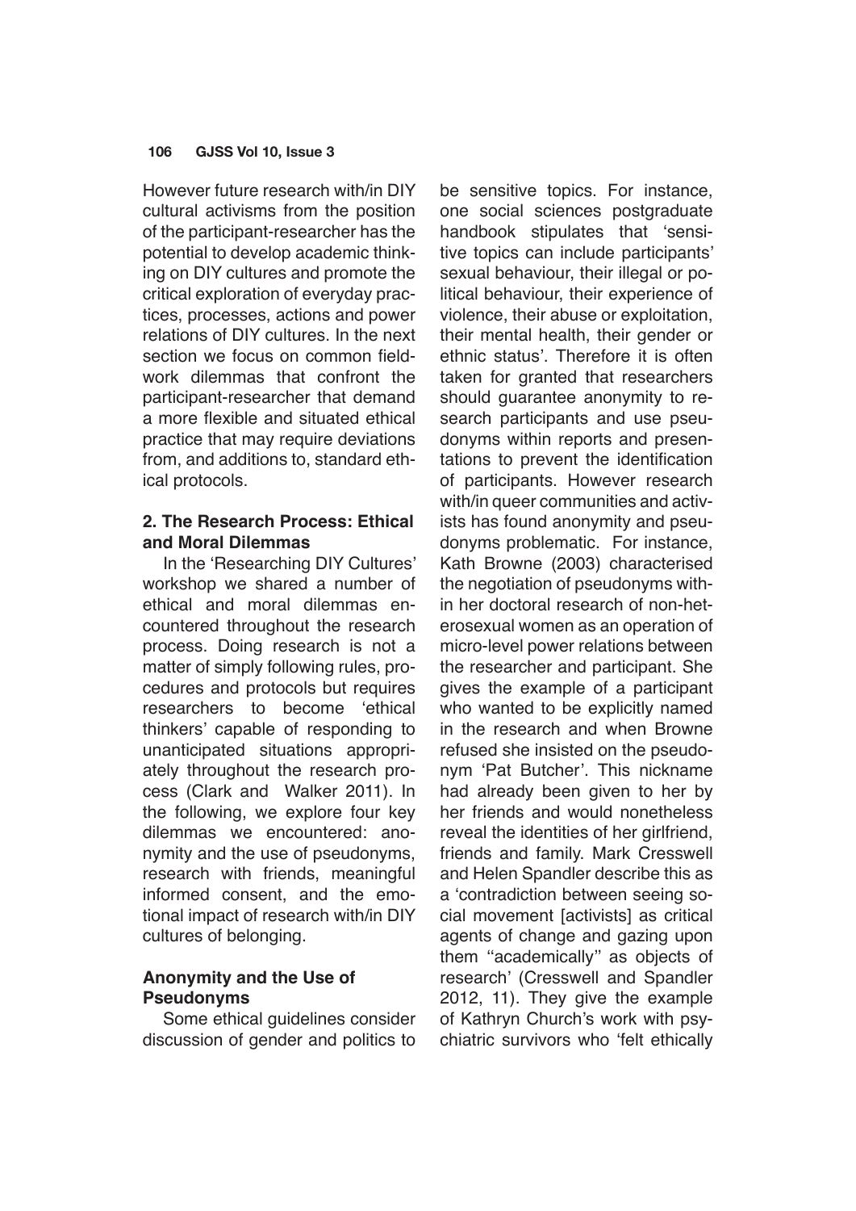However future research with/in DIY cultural activisms from the position of the participant-researcher has the potential to develop academic thinking on DIY cultures and promote the critical exploration of everyday practices, processes, actions and power relations of DIY cultures. In the next section we focus on common fieldwork dilemmas that confront the participant-researcher that demand a more flexible and situated ethical practice that may require deviations from, and additions to, standard ethical protocols.

## 2. The Research Process: Ethical and Moral Dilemmas

In the 'Researching DIY Cultures' workshop we shared a number of ethical and moral dilemmas encountered throughout the research process. Doing research is not a matter of simply following rules, procedures and protocols but requires researchers to become 'ethical thinkers' capable of responding to unanticipated situations appropriately throughout the research process (Clark and Walker 2011). In the following, we explore four key dilemmas we encountered: anonymity and the use of pseudonyms, research with friends, meaningful informed consent, and the emotional impact of research with/in DIY cultures of belonging.

### Anonymity and the Use of Pseudonyms

Some ethical guidelines consider discussion of gender and politics to be sensitive topics. For instance, one social sciences postgraduate handbook stipulates that 'sensitive topics can include participants' sexual behaviour, their illegal or political behaviour, their experience of violence, their abuse or exploitation, their mental health, their gender or ethnic status'. Therefore it is often taken for granted that researchers should guarantee anonymity to research participants and use pseudonyms within reports and presentations to prevent the identification of participants. However research with/in queer communities and activists has found anonymity and pseudonyms problematic. For instance, Kath Browne (2003) characterised the negotiation of pseudonyms within her doctoral research of non-heterosexual women as an operation of micro-level power relations between the researcher and participant. She gives the example of a participant who wanted to be explicitly named in the research and when Browne refused she insisted on the pseudonym 'Pat Butcher'. This nickname had already been given to her by her friends and would nonetheless reveal the identities of her girlfriend, friends and family. Mark Cresswell and Helen Spandler describe this as a 'contradiction between seeing social movement [activists] as critical agents of change and gazing upon them "academically" as objects of research' (Cresswell and Spandler 2012, 11). They give the example of Kathryn Church's work with psychiatric survivors who 'felt ethically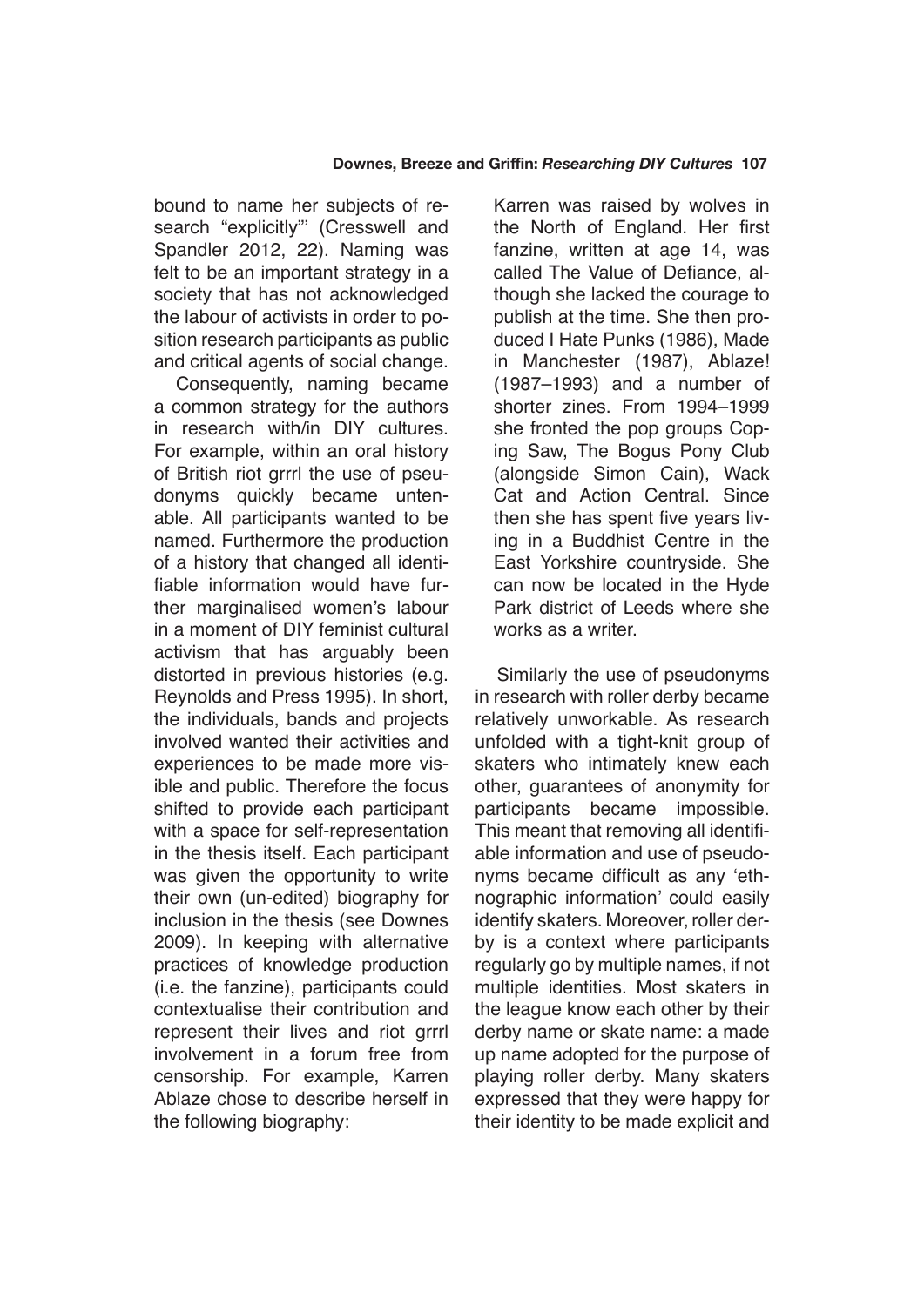bound to name her subjects of research "explicitly"' (Cresswell and Spandler 2012, 22). Naming was felt to be an important strategy in a society that has not acknowledged the labour of activists in order to position research participants as public and critical agents of social change.

Consequently, naming became a common strategy for the authors in research with/in DIY cultures. For example, within an oral history of British riot grrrl the use of pseudonyms quickly became untenable. All participants wanted to be named. Furthermore the production of a history that changed all identifiable information would have further marginalised women's labour in a moment of DIY feminist cultural activism that has arguably been distorted in previous histories (e.g. Reynolds and Press 1995). In short, the individuals, bands and projects involved wanted their activities and experiences to be made more visible and public. Therefore the focus shifted to provide each participant with a space for self-representation in the thesis itself. Each participant was given the opportunity to write their own (un-edited) biography for inclusion in the thesis (see Downes 2009). In keeping with alternative practices of knowledge production (i.e. the fanzine), participants could contextualise their contribution and represent their lives and riot grrrl involvement in a forum free from censorship. For example, Karren Ablaze chose to describe herself in the following biography:

> Karren was raised by wolves in the North of England. Her first fanzine, written at age 14, was called The Value of Defiance, although she lacked the courage to publish at the time. She then produced I Hate Punks (1986), Made in Manchester (1987), Ablaze! (1987–1993) and a number of shorter zines. From 1994–1999 she fronted the pop groups Coping Saw, The Bogus Pony Club (alongside Simon Cain), Wack Cat and Action Central. Since then she has spent five years living in a Buddhist Centre in the East Yorkshire countryside. She can now be located in the Hyde Park district of Leeds where she works as a writer.

Similarly the use of pseudonyms in research with roller derby became relatively unworkable. As research unfolded with a tight-knit group of skaters who intimately knew each other, guarantees of anonymity for participants became impossible. This meant that removing all identifiable information and use of pseudonyms became difficult as any 'ethnographic information' could easily identify skaters. Moreover, roller derby is a context where participants regularly go by multiple names, if not multiple identities. Most skaters in the league know each other by their derby name or skate name: a made up name adopted for the purpose of playing roller derby. Many skaters expressed that they were happy for their identity to be made explicit and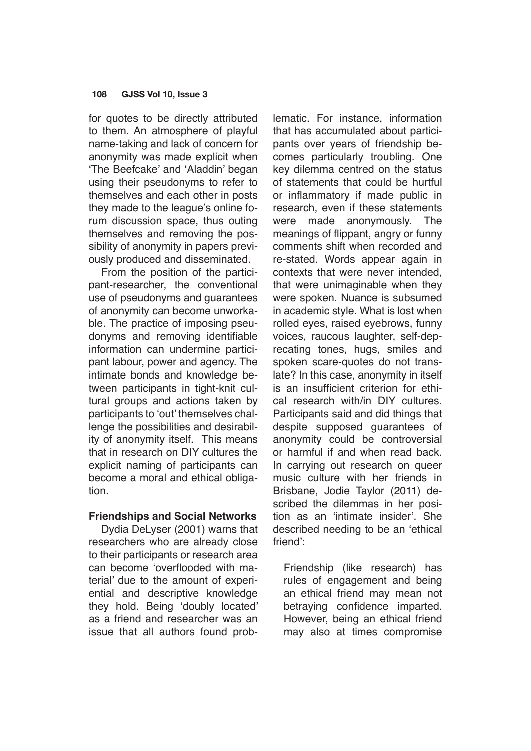for quotes to be directly attributed to them. An atmosphere of playful name-taking and lack of concern for anonymity was made explicit when 'The Beefcake' and 'Aladdin' began using their pseudonyms to refer to themselves and each other in posts they made to the league's online forum discussion space, thus outing themselves and removing the possibility of anonymity in papers previously produced and disseminated.

From the position of the participant-researcher, the conventional use of pseudonyms and guarantees of anonymity can become unworkable. The practice of imposing pseudonyms and removing identifiable information can undermine participant labour, power and agency. The intimate bonds and knowledge between participants in tight-knit cultural groups and actions taken by participants to 'out' themselves challenge the possibilities and desirability of anonymity itself. This means that in research on DIY cultures the explicit naming of participants can become a moral and ethical obligation.

### Friendships and Social Networks

Dydia DeLyser (2001) warns that researchers who are already close to their participants or research area can become 'overflooded with material' due to the amount of experiential and descriptive knowledge they hold. Being 'doubly located' as a friend and researcher was an issue that all authors found problematic. For instance, information that has accumulated about participants over years of friendship becomes particularly troubling. One key dilemma centred on the status of statements that could be hurtful or inflammatory if made public in research, even if these statements were made anonymously. The meanings of flippant, angry or funny comments shift when recorded and re-stated. Words appear again in contexts that were never intended, that were unimaginable when they were spoken. Nuance is subsumed in academic style. What is lost when rolled eyes, raised eyebrows, funny voices, raucous laughter, self-deprecating tones, hugs, smiles and spoken scare-quotes do not translate? In this case, anonymity in itself is an insufficient criterion for ethical research with/in DIY cultures. Participants said and did things that despite supposed guarantees of anonymity could be controversial or harmful if and when read back. In carrying out research on queer music culture with her friends in Brisbane, Jodie Taylor (2011) described the dilemmas in her position as an 'intimate insider'. She described needing to be an 'ethical friend':

> Friendship (like research) has rules of engagement and being an ethical friend may mean not betraying confidence imparted. However, being an ethical friend may also at times compromise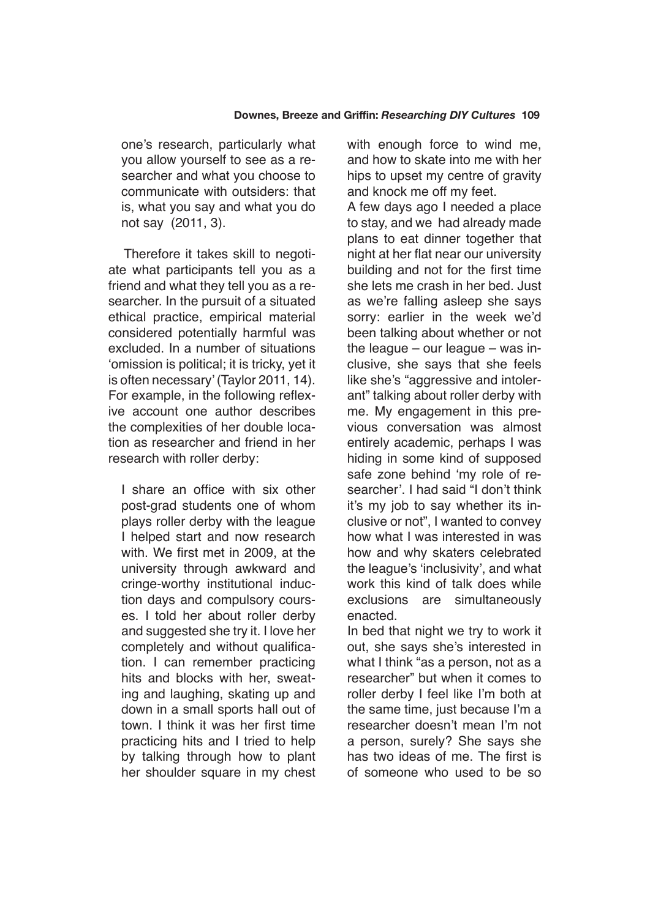> one's research, particularly what you allow yourself to see as a researcher and what you choose to communicate with outsiders: that is, what you say and what you do not say (2011, 3).

Therefore it takes skill to negotiate what participants tell you as a friend and what they tell you as a researcher. In the pursuit of a situated ethical practice, empirical material considered potentially harmful was excluded. In a number of situations 'omission is political; it is tricky, yet it is often necessary' (Taylor 2011, 14). For example, in the following reflexive account one author describes the complexities of her double location as researcher and friend in her research with roller derby:

> I share an office with six other post-grad students one of whom plays roller derby with the league I helped start and now research with. We first met in 2009, at the university through awkward and cringe-worthy institutional induction days and compulsory courses. I told her about roller derby and suggested she try it. I love her completely and without qualification. I can remember practicing hits and blocks with her, sweating and laughing, skating up and down in a small sports hall out of town. I think it was her first time practicing hits and I tried to help by talking through how to plant her shoulder square in my chest with enough force to wind me, and how to skate into me with her hips to upset my centre of gravity and knock me off my feet.
>
> A few days ago I needed a place to stay, and we had already made plans to eat dinner together that night at her flat near our university building and not for the first time she lets me crash in her bed. Just as we're falling asleep she says sorry: earlier in the week we'd been talking about whether or not the league – our league – was inclusive, she says that she feels like she's "aggressive and intolerant" talking about roller derby with me. My engagement in this previous conversation was almost entirely academic, perhaps I was hiding in some kind of supposed safe zone behind 'my role of researcher'. I had said "I don't think it's my job to say whether its inclusive or not", I wanted to convey how what I was interested in was how and why skaters celebrated the league's 'inclusivity', and what work this kind of talk does while exclusions are simultaneously enacted.
>
> In bed that night we try to work it out, she says she's interested in what I think "as a person, not as a researcher" but when it comes to roller derby I feel like I'm both at the same time, just because I'm a researcher doesn't mean I'm not a person, surely? She says she has two ideas of me. The first is of someone who used to be so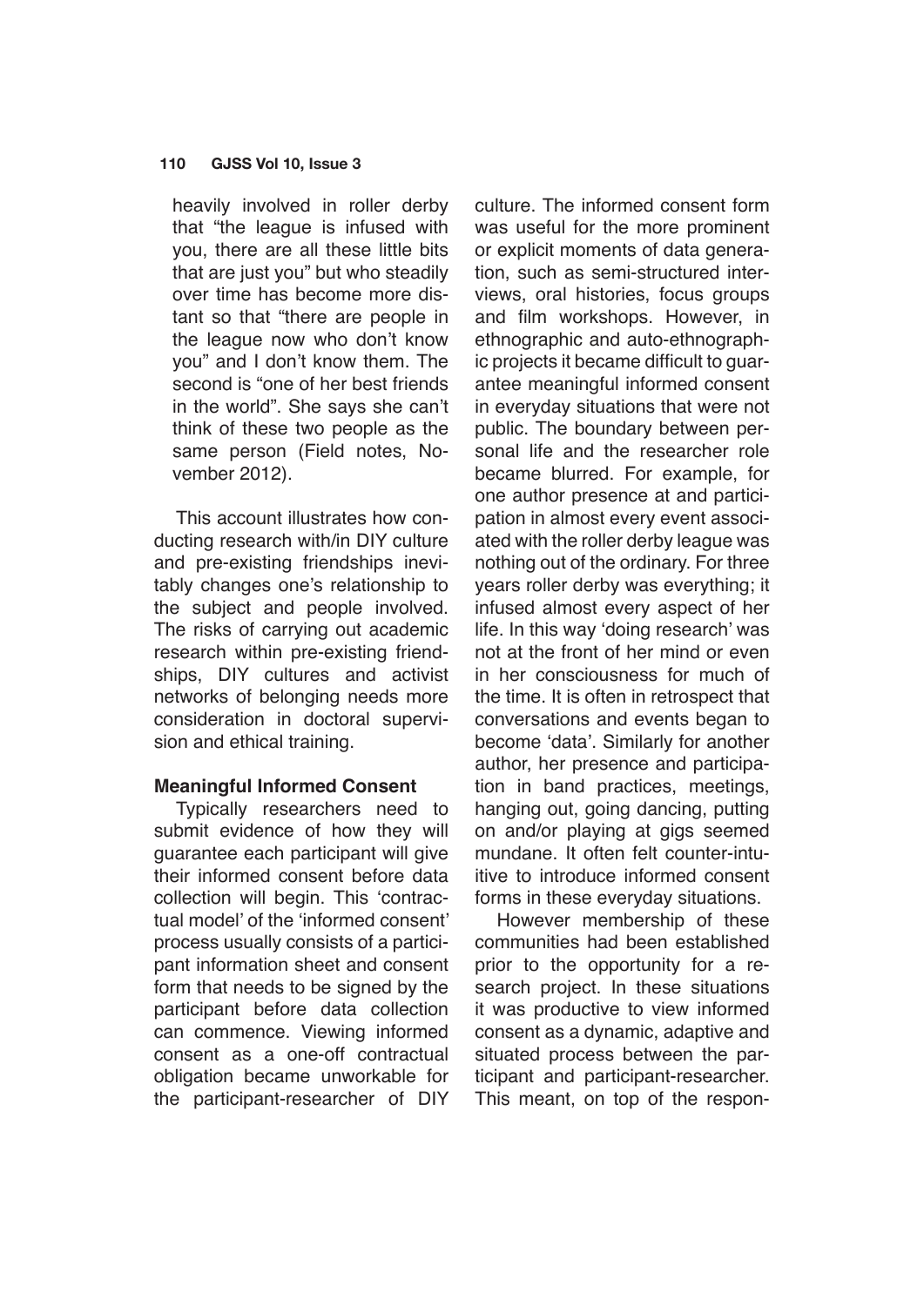heavily involved in roller derby that "the league is infused with you, there are all these little bits that are just you" but who steadily over time has become more distant so that "there are people in the league now who don't know you" and I don't know them. The second is "one of her best friends in the world". She says she can't think of these two people as the same person (Field notes, November 2012).

This account illustrates how conducting research with/in DIY culture and pre-existing friendships inevitably changes one's relationship to the subject and people involved. The risks of carrying out academic research within pre-existing friendships, DIY cultures and activist networks of belonging needs more consideration in doctoral supervision and ethical training.

**Meaningful Informed Consent**

Typically researchers need to submit evidence of how they will guarantee each participant will give their informed consent before data collection will begin. This 'contractual model' of the 'informed consent' process usually consists of a participant information sheet and consent form that needs to be signed by the participant before data collection can commence. Viewing informed consent as a one-off contractual obligation became unworkable for the participant-researcher of DIY culture. The informed consent form was useful for the more prominent or explicit moments of data generation, such as semi-structured interviews, oral histories, focus groups and film workshops. However, in ethnographic and auto-ethnographic projects it became difficult to guarantee meaningful informed consent in everyday situations that were not public. The boundary between personal life and the researcher role became blurred. For example, for one author presence at and participation in almost every event associated with the roller derby league was nothing out of the ordinary. For three years roller derby was everything; it infused almost every aspect of her life. In this way 'doing research' was not at the front of her mind or even in her consciousness for much of the time. It is often in retrospect that conversations and events began to become 'data'. Similarly for another author, her presence and participation in band practices, meetings, hanging out, going dancing, putting on and/or playing at gigs seemed mundane. It often felt counter-intuitive to introduce informed consent forms in these everyday situations.

However membership of these communities had been established prior to the opportunity for a research project. In these situations it was productive to view informed consent as a dynamic, adaptive and situated process between the participant and participant-researcher. This meant, on top of the respon-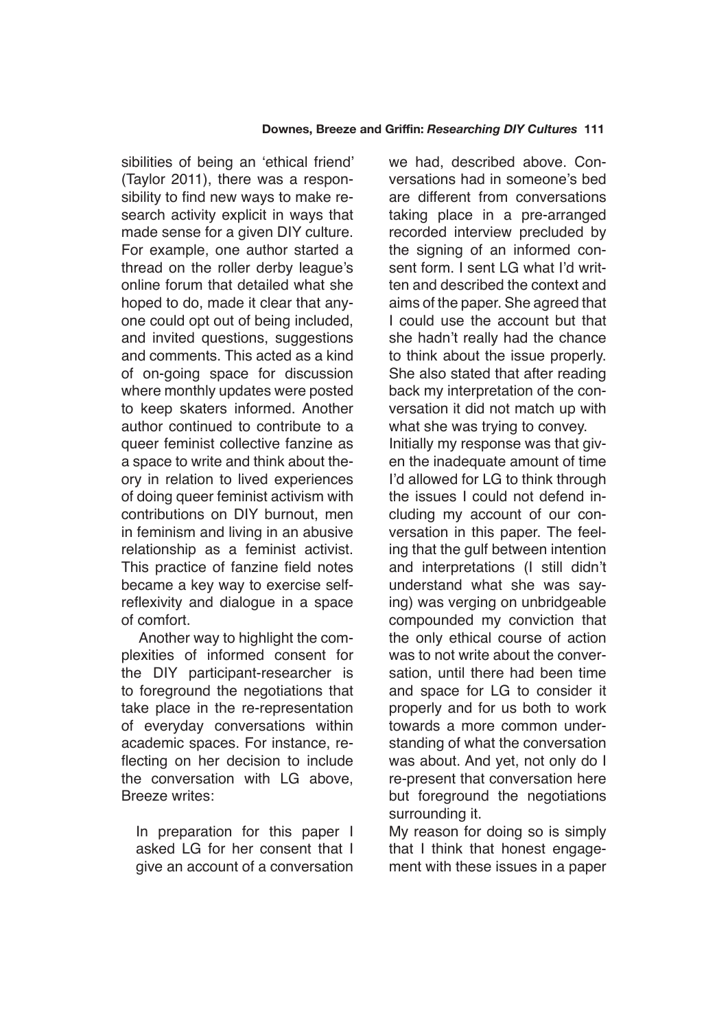sibilities of being an 'ethical friend' (Taylor 2011), there was a responsibility to find new ways to make research activity explicit in ways that made sense for a given DIY culture. For example, one author started a thread on the roller derby league's online forum that detailed what she hoped to do, made it clear that anyone could opt out of being included, and invited questions, suggestions and comments. This acted as a kind of on-going space for discussion where monthly updates were posted to keep skaters informed. Another author continued to contribute to a queer feminist collective fanzine as a space to write and think about theory in relation to lived experiences of doing queer feminist activism with contributions on DIY burnout, men in feminism and living in an abusive relationship as a feminist activist. This practice of fanzine field notes became a key way to exercise self-reflexivity and dialogue in a space of comfort.

Another way to highlight the complexities of informed consent for the DIY participant-researcher is to foreground the negotiations that take place in the re-representation of everyday conversations within academic spaces. For instance, reflecting on her decision to include the conversation with LG above, Breeze writes:

> In preparation for this paper I asked LG for her consent that I give an account of a conversation we had, described above. Conversations had in someone's bed are different from conversations taking place in a pre-arranged recorded interview precluded by the signing of an informed consent form. I sent LG what I'd written and described the context and aims of the paper. She agreed that I could use the account but that she hadn't really had the chance to think about the issue properly. She also stated that after reading back my interpretation of the conversation it did not match up with what she was trying to convey.
>
> Initially my response was that given the inadequate amount of time I'd allowed for LG to think through the issues I could not defend including my account of our conversation in this paper. The feeling that the gulf between intention and interpretations (I still didn't understand what she was saying) was verging on unbridgeable compounded my conviction that the only ethical course of action was to not write about the conversation, until there had been time and space for LG to consider it properly and for us both to work towards a more common understanding of what the conversation was about. And yet, not only do I re-present that conversation here but foreground the negotiations surrounding it.
>
> My reason for doing so is simply that I think that honest engagement with these issues in a paper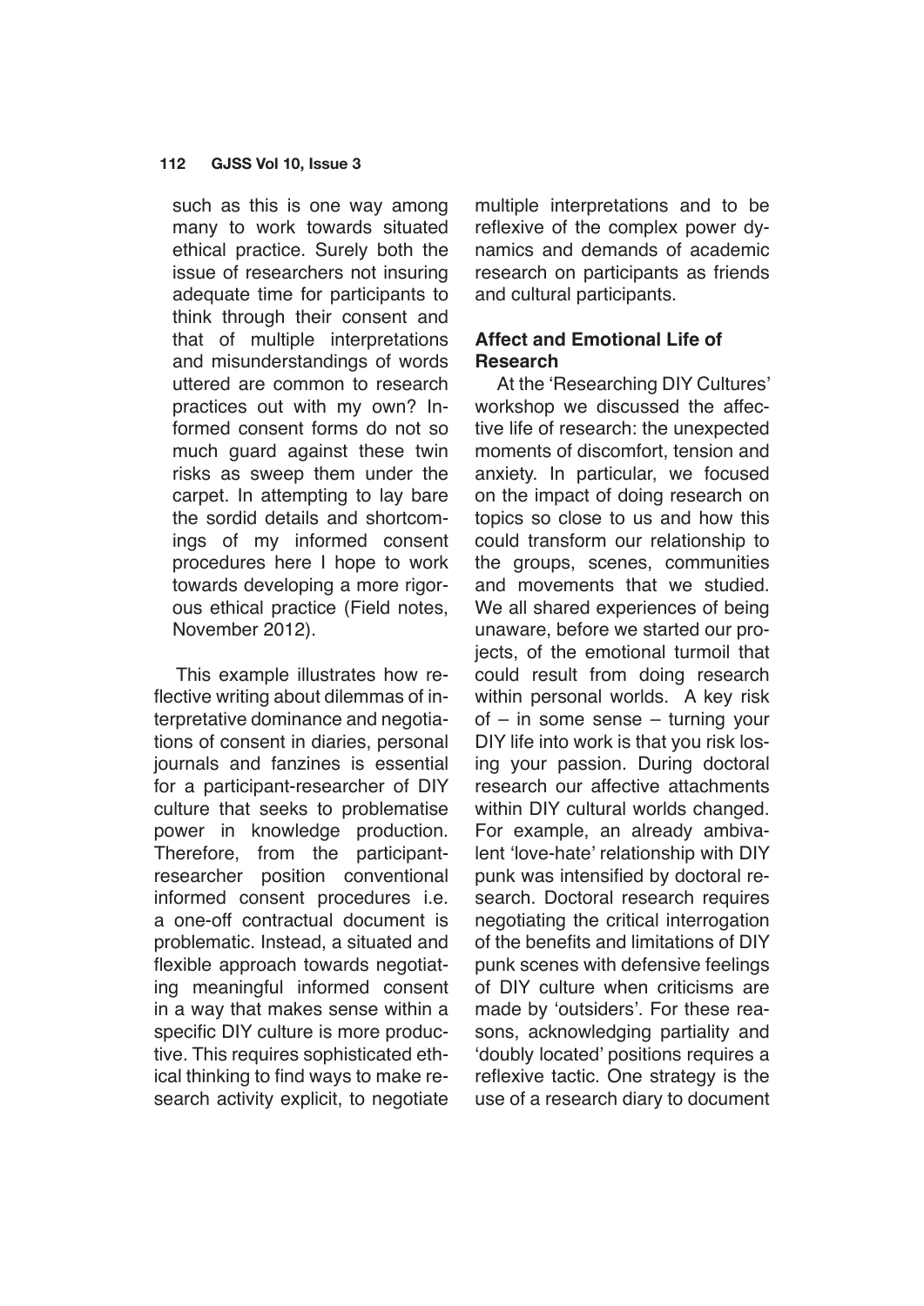> such as this is one way among many to work towards situated ethical practice. Surely both the issue of researchers not insuring adequate time for participants to think through their consent and that of multiple interpretations and misunderstandings of words uttered are common to research practices out with my own? Informed consent forms do not so much guard against these twin risks as sweep them under the carpet. In attempting to lay bare the sordid details and shortcomings of my informed consent procedures here I hope to work towards developing a more rigorous ethical practice (Field notes, November 2012).

This example illustrates how reflective writing about dilemmas of interpretative dominance and negotiations of consent in diaries, personal journals and fanzines is essential for a participant-researcher of DIY culture that seeks to problematise power in knowledge production. Therefore, from the participant-researcher position conventional informed consent procedures i.e. a one-off contractual document is problematic. Instead, a situated and flexible approach towards negotiating meaningful informed consent in a way that makes sense within a specific DIY culture is more productive. This requires sophisticated ethical thinking to find ways to make research activity explicit, to negotiate multiple interpretations and to be reflexive of the complex power dynamics and demands of academic research on participants as friends and cultural participants.

### Affect and Emotional Life of Research

At the 'Researching DIY Cultures' workshop we discussed the affective life of research: the unexpected moments of discomfort, tension and anxiety. In particular, we focused on the impact of doing research on topics so close to us and how this could transform our relationship to the groups, scenes, communities and movements that we studied. We all shared experiences of being unaware, before we started our projects, of the emotional turmoil that could result from doing research within personal worlds. A key risk of – in some sense – turning your DIY life into work is that you risk losing your passion. During doctoral research our affective attachments within DIY cultural worlds changed. For example, an already ambivalent 'love-hate' relationship with DIY punk was intensified by doctoral research. Doctoral research requires negotiating the critical interrogation of the benefits and limitations of DIY punk scenes with defensive feelings of DIY culture when criticisms are made by 'outsiders'. For these reasons, acknowledging partiality and 'doubly located' positions requires a reflexive tactic. One strategy is the use of a research diary to document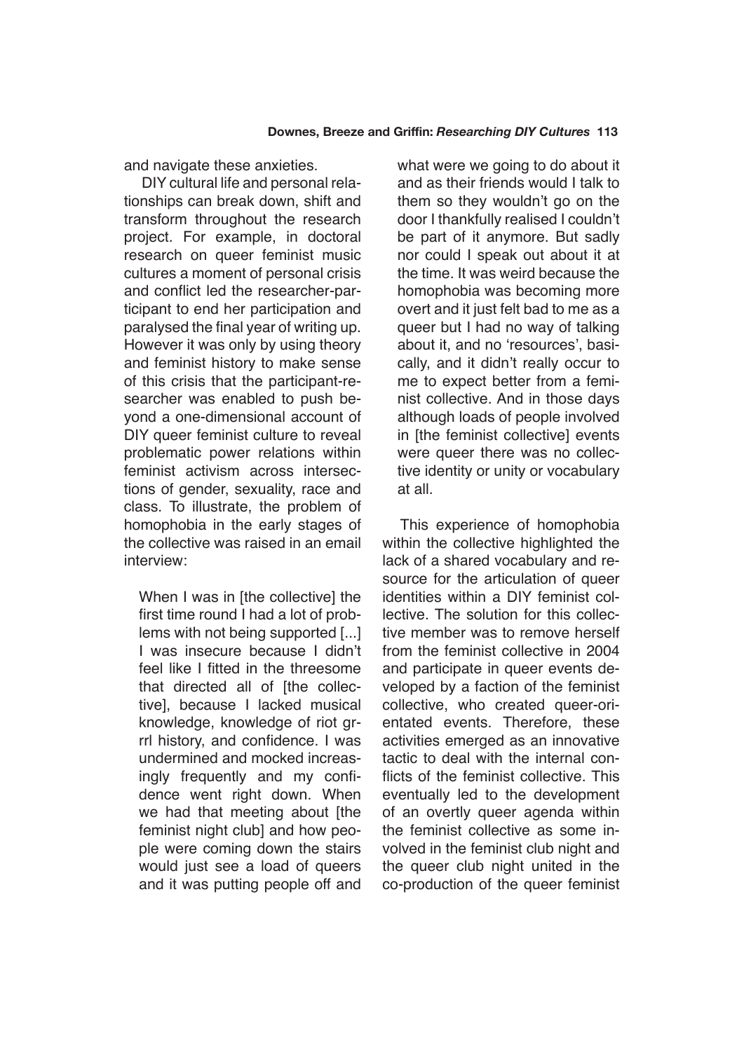and navigate these anxieties.

DIY cultural life and personal relationships can break down, shift and transform throughout the research project. For example, in doctoral research on queer feminist music cultures a moment of personal crisis and conflict led the researcher-participant to end her participation and paralysed the final year of writing up. However it was only by using theory and feminist history to make sense of this crisis that the participant-researcher was enabled to push beyond a one-dimensional account of DIY queer feminist culture to reveal problematic power relations within feminist activism across intersections of gender, sexuality, race and class. To illustrate, the problem of homophobia in the early stages of the collective was raised in an email interview:

> When I was in [the collective] the first time round I had a lot of problems with not being supported [...] I was insecure because I didn't feel like I fitted in the threesome that directed all of [the collective], because I lacked musical knowledge, knowledge of riot grrrl history, and confidence. I was undermined and mocked increasingly frequently and my confidence went right down. When we had that meeting about [the feminist night club] and how people were coming down the stairs would just see a load of queers and it was putting people off and what were we going to do about it and as their friends would I talk to them so they wouldn't go on the door I thankfully realised I couldn't be part of it anymore. But sadly nor could I speak out about it at the time. It was weird because the homophobia was becoming more overt and it just felt bad to me as a queer but I had no way of talking about it, and no 'resources', basically, and it didn't really occur to me to expect better from a feminist collective. And in those days although loads of people involved in [the feminist collective] events were queer there was no collective identity or unity or vocabulary at all.

This experience of homophobia within the collective highlighted the lack of a shared vocabulary and resource for the articulation of queer identities within a DIY feminist collective. The solution for this collective member was to remove herself from the feminist collective in 2004 and participate in queer events developed by a faction of the feminist collective, who created queer-orientated events. Therefore, these activities emerged as an innovative tactic to deal with the internal conflicts of the feminist collective. This eventually led to the development of an overtly queer agenda within the feminist collective as some involved in the feminist club night and the queer club night united in the co-production of the queer feminist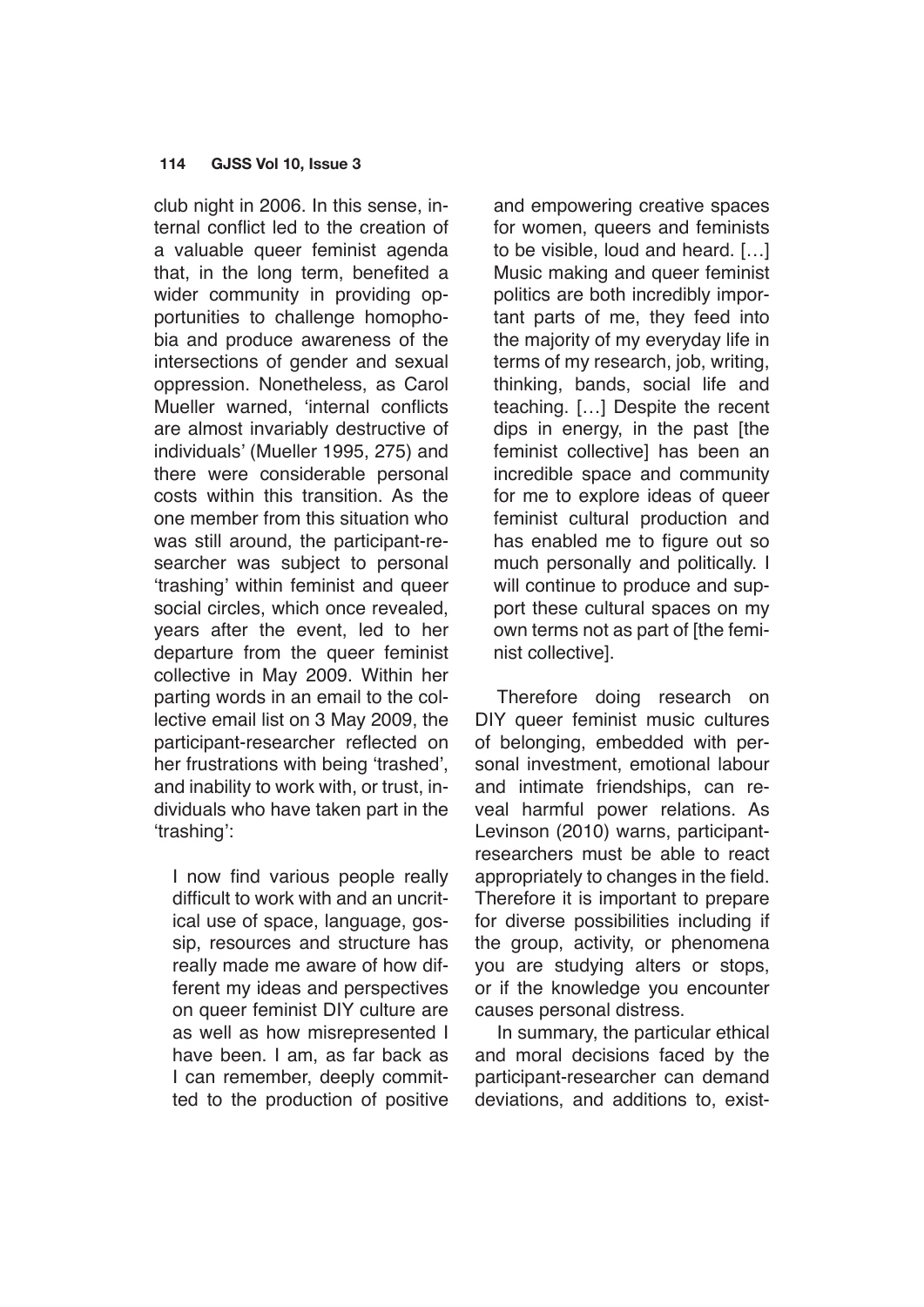club night in 2006. In this sense, internal conflict led to the creation of a valuable queer feminist agenda that, in the long term, benefited a wider community in providing opportunities to challenge homophobia and produce awareness of the intersections of gender and sexual oppression. Nonetheless, as Carol Mueller warned, 'internal conflicts are almost invariably destructive of individuals' (Mueller 1995, 275) and there were considerable personal costs within this transition. As the one member from this situation who was still around, the participant-researcher was subject to personal 'trashing' within feminist and queer social circles, which once revealed, years after the event, led to her departure from the queer feminist collective in May 2009. Within her parting words in an email to the collective email list on 3 May 2009, the participant-researcher reflected on her frustrations with being 'trashed', and inability to work with, or trust, individuals who have taken part in the 'trashing':

> I now find various people really difficult to work with and an uncritical use of space, language, gossip, resources and structure has really made me aware of how different my ideas and perspectives on queer feminist DIY culture are as well as how misrepresented I have been. I am, as far back as I can remember, deeply committed to the production of positive and empowering creative spaces for women, queers and feminists to be visible, loud and heard. […] Music making and queer feminist politics are both incredibly important parts of me, they feed into the majority of my everyday life in terms of my research, job, writing, thinking, bands, social life and teaching. […] Despite the recent dips in energy, in the past [the feminist collective] has been an incredible space and community for me to explore ideas of queer feminist cultural production and has enabled me to figure out so much personally and politically. I will continue to produce and support these cultural spaces on my own terms not as part of [the feminist collective].

Therefore doing research on DIY queer feminist music cultures of belonging, embedded with personal investment, emotional labour and intimate friendships, can reveal harmful power relations. As Levinson (2010) warns, participant-researchers must be able to react appropriately to changes in the field. Therefore it is important to prepare for diverse possibilities including if the group, activity, or phenomena you are studying alters or stops, or if the knowledge you encounter causes personal distress.

In summary, the particular ethical and moral decisions faced by the participant-researcher can demand deviations, and additions to, exist-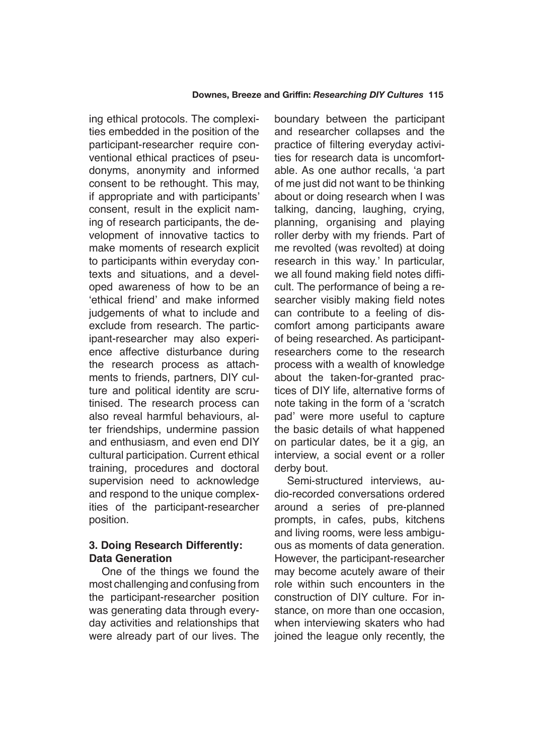ing ethical protocols. The complexities embedded in the position of the participant-researcher require conventional ethical practices of pseudonyms, anonymity and informed consent to be rethought. This may, if appropriate and with participants' consent, result in the explicit naming of research participants, the development of innovative tactics to make moments of research explicit to participants within everyday contexts and situations, and a developed awareness of how to be an 'ethical friend' and make informed judgements of what to include and exclude from research. The participant-researcher may also experience affective disturbance during the research process as attachments to friends, partners, DIY culture and political identity are scrutinised. The research process can also reveal harmful behaviours, alter friendships, undermine passion and enthusiasm, and even end DIY cultural participation. Current ethical training, procedures and doctoral supervision need to acknowledge and respond to the unique complexities of the participant-researcher position.

### 3. Doing Research Differently: Data Generation

One of the things we found the most challenging and confusing from the participant-researcher position was generating data through everyday activities and relationships that were already part of our lives. The boundary between the participant and researcher collapses and the practice of filtering everyday activities for research data is uncomfortable. As one author recalls, 'a part of me just did not want to be thinking about or doing research when I was talking, dancing, laughing, crying, planning, organising and playing roller derby with my friends. Part of me revolted (was revolted) at doing research in this way.' In particular, we all found making field notes difficult. The performance of being a researcher visibly making field notes can contribute to a feeling of discomfort among participants aware of being researched. As participant-researchers come to the research process with a wealth of knowledge about the taken-for-granted practices of DIY life, alternative forms of note taking in the form of a 'scratch pad' were more useful to capture the basic details of what happened on particular dates, be it a gig, an interview, a social event or a roller derby bout.

Semi-structured interviews, audio-recorded conversations ordered around a series of pre-planned prompts, in cafes, pubs, kitchens and living rooms, were less ambiguous as moments of data generation. However, the participant-researcher may become acutely aware of their role within such encounters in the construction of DIY culture. For instance, on more than one occasion, when interviewing skaters who had joined the league only recently, the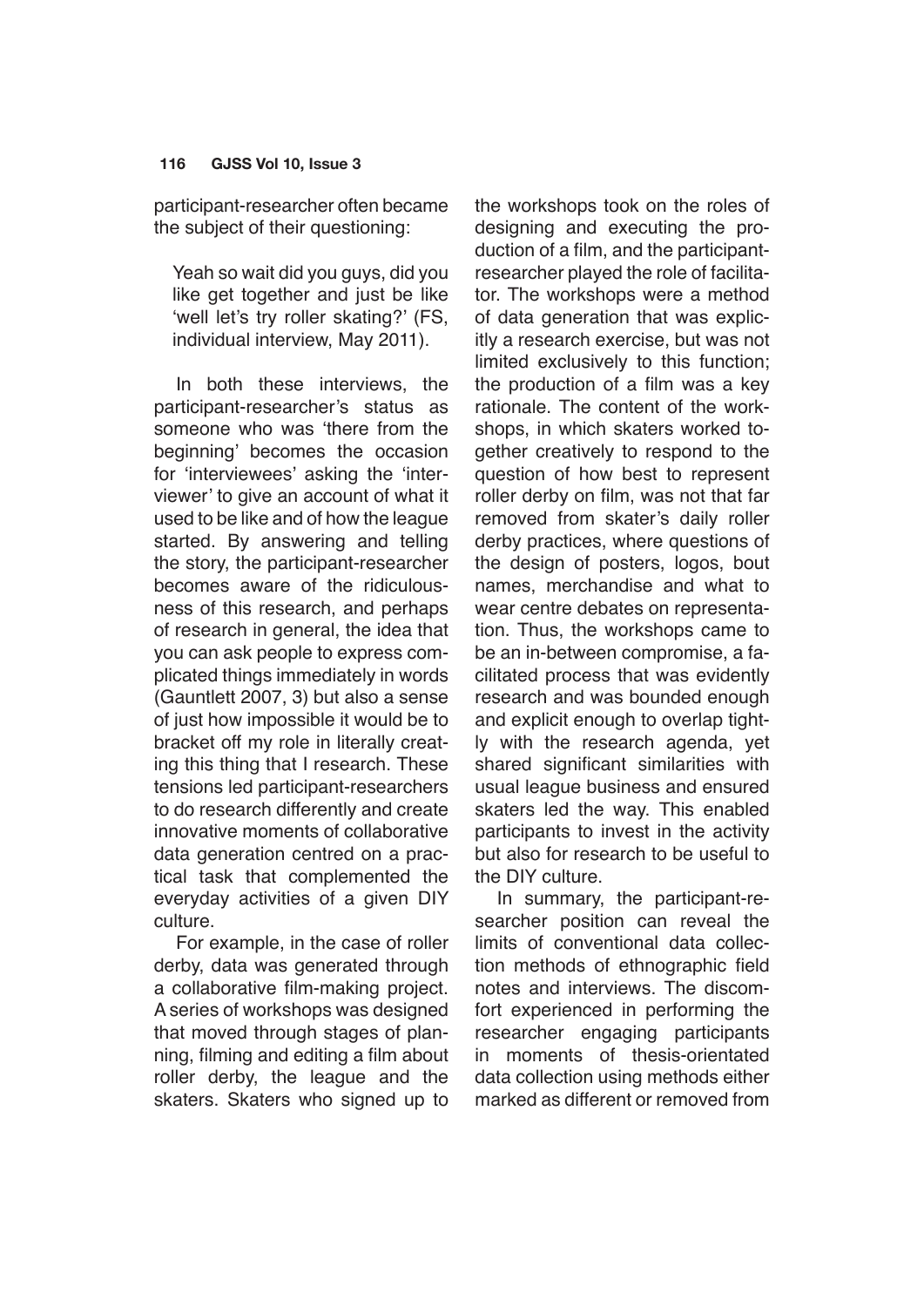participant-researcher often became the subject of their questioning:

> Yeah so wait did you guys, did you like get together and just be like 'well let's try roller skating?' (FS, individual interview, May 2011).

In both these interviews, the participant-researcher's status as someone who was 'there from the beginning' becomes the occasion for 'interviewees' asking the 'interviewer' to give an account of what it used to be like and of how the league started. By answering and telling the story, the participant-researcher becomes aware of the ridiculousness of this research, and perhaps of research in general, the idea that you can ask people to express complicated things immediately in words (Gauntlett 2007, 3) but also a sense of just how impossible it would be to bracket off my role in literally creating this thing that I research. These tensions led participant-researchers to do research differently and create innovative moments of collaborative data generation centred on a practical task that complemented the everyday activities of a given DIY culture.

For example, in the case of roller derby, data was generated through a collaborative film-making project. A series of workshops was designed that moved through stages of planning, filming and editing a film about roller derby, the league and the skaters. Skaters who signed up to the workshops took on the roles of designing and executing the production of a film, and the participant-researcher played the role of facilitator. The workshops were a method of data generation that was explicitly a research exercise, but was not limited exclusively to this function; the production of a film was a key rationale. The content of the workshops, in which skaters worked together creatively to respond to the question of how best to represent roller derby on film, was not that far removed from skater's daily roller derby practices, where questions of the design of posters, logos, bout names, merchandise and what to wear centre debates on representation. Thus, the workshops came to be an in-between compromise, a facilitated process that was evidently research and was bounded enough and explicit enough to overlap tightly with the research agenda, yet shared significant similarities with usual league business and ensured skaters led the way. This enabled participants to invest in the activity but also for research to be useful to the DIY culture.

In summary, the participant-researcher position can reveal the limits of conventional data collection methods of ethnographic field notes and interviews. The discomfort experienced in performing the researcher engaging participants in moments of thesis-orientated data collection using methods either marked as different or removed from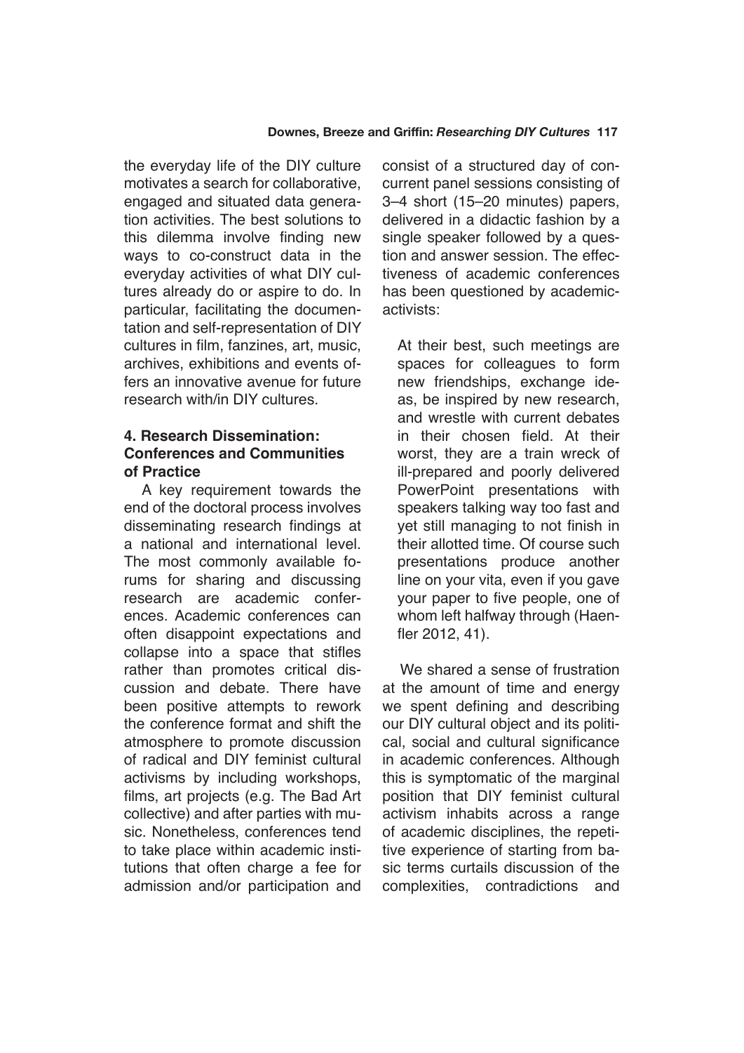the everyday life of the DIY culture motivates a search for collaborative, engaged and situated data generation activities. The best solutions to this dilemma involve finding new ways to co-construct data in the everyday activities of what DIY cultures already do or aspire to do. In particular, facilitating the documentation and self-representation of DIY cultures in film, fanzines, art, music, archives, exhibitions and events offers an innovative avenue for future research with/in DIY cultures.

## 4. Research Dissemination: Conferences and Communities of Practice

A key requirement towards the end of the doctoral process involves disseminating research findings at a national and international level. The most commonly available forums for sharing and discussing research are academic conferences. Academic conferences can often disappoint expectations and collapse into a space that stifles rather than promotes critical discussion and debate. There have been positive attempts to rework the conference format and shift the atmosphere to promote discussion of radical and DIY feminist cultural activisms by including workshops, films, art projects (e.g. The Bad Art collective) and after parties with music. Nonetheless, conferences tend to take place within academic institutions that often charge a fee for admission and/or participation and consist of a structured day of concurrent panel sessions consisting of 3–4 short (15–20 minutes) papers, delivered in a didactic fashion by a single speaker followed by a question and answer session. The effectiveness of academic conferences has been questioned by academic-activists:

> At their best, such meetings are spaces for colleagues to form new friendships, exchange ideas, be inspired by new research, and wrestle with current debates in their chosen field. At their worst, they are a train wreck of ill-prepared and poorly delivered PowerPoint presentations with speakers talking way too fast and yet still managing to not finish in their allotted time. Of course such presentations produce another line on your vita, even if you gave your paper to five people, one of whom left halfway through (Haenfler 2012, 41).

We shared a sense of frustration at the amount of time and energy we spent defining and describing our DIY cultural object and its political, social and cultural significance in academic conferences. Although this is symptomatic of the marginal position that DIY feminist cultural activism inhabits across a range of academic disciplines, the repetitive experience of starting from basic terms curtails discussion of the complexities, contradictions and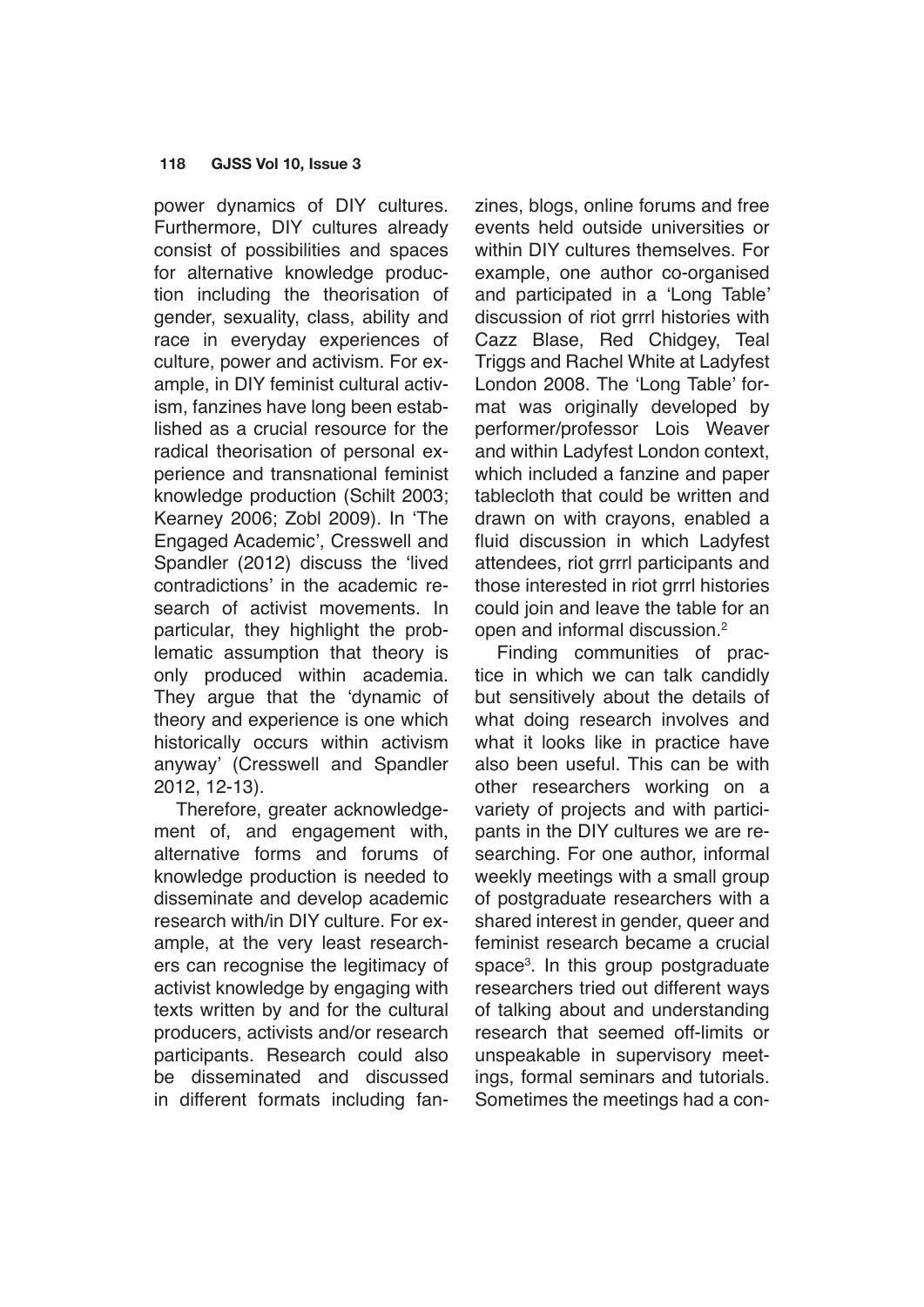power dynamics of DIY cultures. Furthermore, DIY cultures already consist of possibilities and spaces for alternative knowledge production including the theorisation of gender, sexuality, class, ability and race in everyday experiences of culture, power and activism. For example, in DIY feminist cultural activism, fanzines have long been established as a crucial resource for the radical theorisation of personal experience and transnational feminist knowledge production (Schilt 2003; Kearney 2006; Zobl 2009). In 'The Engaged Academic', Cresswell and Spandler (2012) discuss the 'lived contradictions' in the academic research of activist movements. In particular, they highlight the problematic assumption that theory is only produced within academia. They argue that the 'dynamic of theory and experience is one which historically occurs within activism anyway' (Cresswell and Spandler 2012, 12-13).

Therefore, greater acknowledgement of, and engagement with, alternative forms and forums of knowledge production is needed to disseminate and develop academic research with/in DIY culture. For example, at the very least researchers can recognise the legitimacy of activist knowledge by engaging with texts written by and for the cultural producers, activists and/or research participants. Research could also be disseminated and discussed in different formats including fanzines, blogs, online forums and free events held outside universities or within DIY cultures themselves. For example, one author co-organised and participated in a 'Long Table' discussion of riot grrrl histories with Cazz Blase, Red Chidgey, Teal Triggs and Rachel White at Ladyfest London 2008. The 'Long Table' format was originally developed by performer/professor Lois Weaver and within Ladyfest London context, which included a fanzine and paper tablecloth that could be written and drawn on with crayons, enabled a fluid discussion in which Ladyfest attendees, riot grrrl participants and those interested in riot grrrl histories could join and leave the table for an open and informal discussion.[2]

Finding communities of practice in which we can talk candidly but sensitively about the details of what doing research involves and what it looks like in practice have also been useful. This can be with other researchers working on a variety of projects and with participants in the DIY cultures we are researching. For one author, informal weekly meetings with a small group of postgraduate researchers with a shared interest in gender, queer and feminist research became a crucial space[3]. In this group postgraduate researchers tried out different ways of talking about and understanding research that seemed off-limits or unspeakable in supervisory meetings, formal seminars and tutorials. Sometimes the meetings had a con-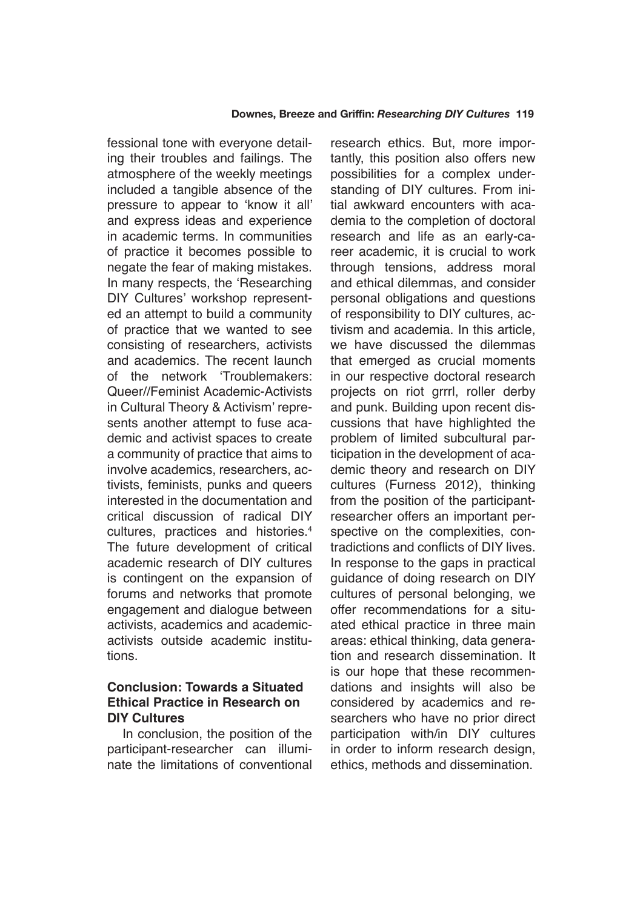fessional tone with everyone detailing their troubles and failings. The atmosphere of the weekly meetings included a tangible absence of the pressure to appear to 'know it all' and express ideas and experience in academic terms. In communities of practice it becomes possible to negate the fear of making mistakes. In many respects, the 'Researching DIY Cultures' workshop represented an attempt to build a community of practice that we wanted to see consisting of researchers, activists and academics. The recent launch of the network 'Troublemakers: Queer//Feminist Academic-Activists in Cultural Theory & Activism' represents another attempt to fuse academic and activist spaces to create a community of practice that aims to involve academics, researchers, activists, feminists, punks and queers interested in the documentation and critical discussion of radical DIY cultures, practices and histories.[4] The future development of critical academic research of DIY cultures is contingent on the expansion of forums and networks that promote engagement and dialogue between activists, academics and academic-activists outside academic institutions.

## Conclusion: Towards a Situated Ethical Practice in Research on DIY Cultures

In conclusion, the position of the participant-researcher can illuminate the limitations of conventional research ethics. But, more importantly, this position also offers new possibilities for a complex understanding of DIY cultures. From initial awkward encounters with academia to the completion of doctoral research and life as an early-career academic, it is crucial to work through tensions, address moral and ethical dilemmas, and consider personal obligations and questions of responsibility to DIY cultures, activism and academia. In this article, we have discussed the dilemmas that emerged as crucial moments in our respective doctoral research projects on riot grrrl, roller derby and punk. Building upon recent discussions that have highlighted the problem of limited subcultural participation in the development of academic theory and research on DIY cultures (Furness 2012), thinking from the position of the participant-researcher offers an important perspective on the complexities, contradictions and conflicts of DIY lives. In response to the gaps in practical guidance of doing research on DIY cultures of personal belonging, we offer recommendations for a situated ethical practice in three main areas: ethical thinking, data generation and research dissemination. It is our hope that these recommendations and insights will also be considered by academics and researchers who have no prior direct participation with/in DIY cultures in order to inform research design, ethics, methods and dissemination.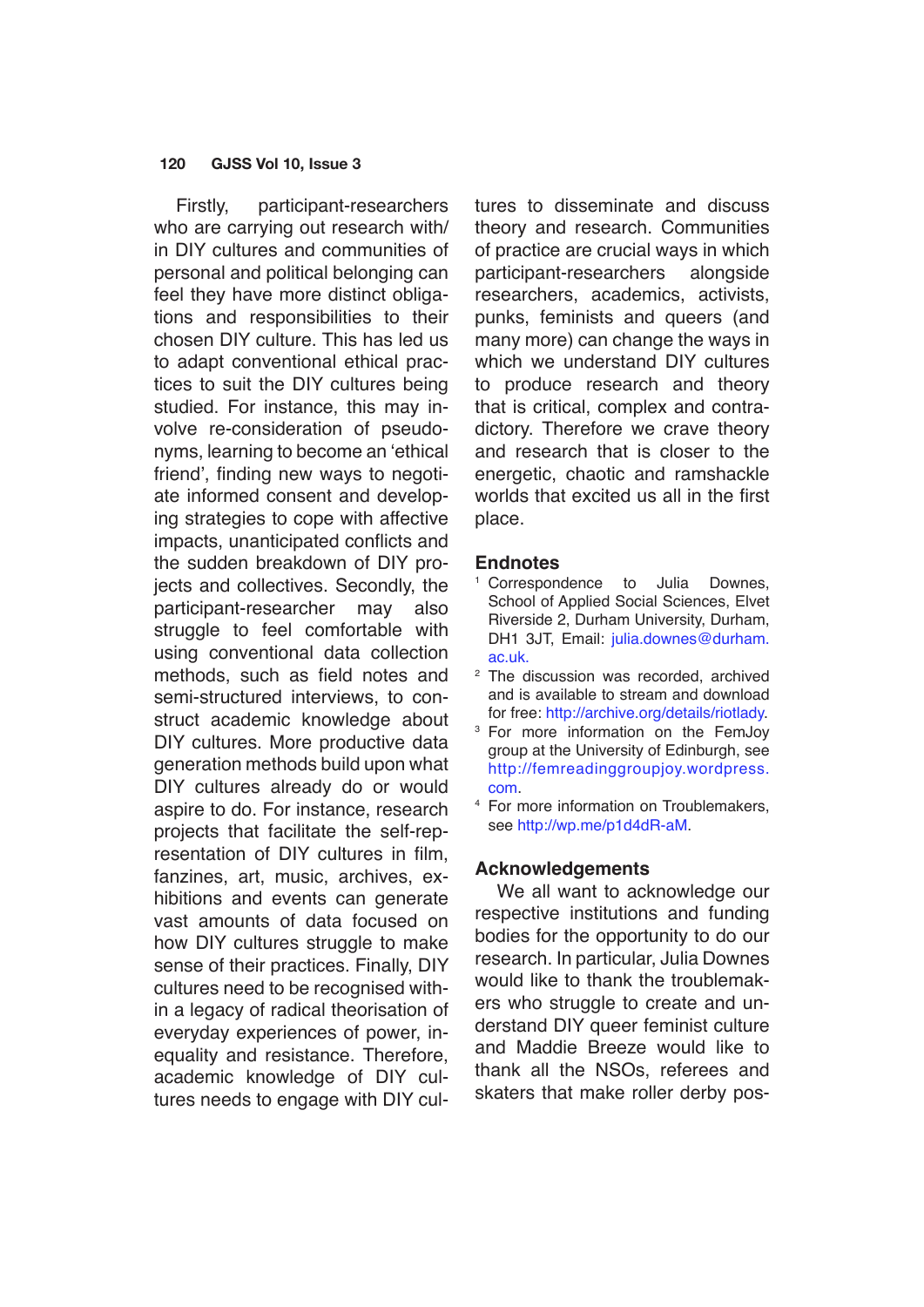Firstly, participant-researchers who are carrying out research with/in DIY cultures and communities of personal and political belonging can feel they have more distinct obligations and responsibilities to their chosen DIY culture. This has led us to adapt conventional ethical practices to suit the DIY cultures being studied. For instance, this may involve re-consideration of pseudonyms, learning to become an 'ethical friend', finding new ways to negotiate informed consent and developing strategies to cope with affective impacts, unanticipated conflicts and the sudden breakdown of DIY projects and collectives. Secondly, the participant-researcher may also struggle to feel comfortable with using conventional data collection methods, such as field notes and semi-structured interviews, to construct academic knowledge about DIY cultures. More productive data generation methods build upon what DIY cultures already do or would aspire to do. For instance, research projects that facilitate the self-representation of DIY cultures in film, fanzines, art, music, archives, exhibitions and events can generate vast amounts of data focused on how DIY cultures struggle to make sense of their practices. Finally, DIY cultures need to be recognised within a legacy of radical theorisation of everyday experiences of power, inequality and resistance. Therefore, academic knowledge of DIY cultures needs to engage with DIY cultures to disseminate and discuss theory and research. Communities of practice are crucial ways in which participant-researchers alongside researchers, academics, activists, punks, feminists and queers (and many more) can change the ways in which we understand DIY cultures to produce research and theory that is critical, complex and contradictory. Therefore we crave theory and research that is closer to the energetic, chaotic and ramshackle worlds that excited us all in the first place.

## Endnotes

1. Correspondence to Julia Downes, School of Applied Social Sciences, Elvet Riverside 2, Durham University, Durham, DH1 3JT, Email: julia.downes@durham.ac.uk.
2. The discussion was recorded, archived and is available to stream and download for free: http://archive.org/details/riotlady.
3. For more information on the FemJoy group at the University of Edinburgh, see http://femreadinggroupjoy.wordpress.com.
4. For more information on Troublemakers, see http://wp.me/p1d4dR-aM.

## Acknowledgements

We all want to acknowledge our respective institutions and funding bodies for the opportunity to do our research. In particular, Julia Downes would like to thank the troublemakers who struggle to create and understand DIY queer feminist culture and Maddie Breeze would like to thank all the NSOs, referees and skaters that make roller derby pos-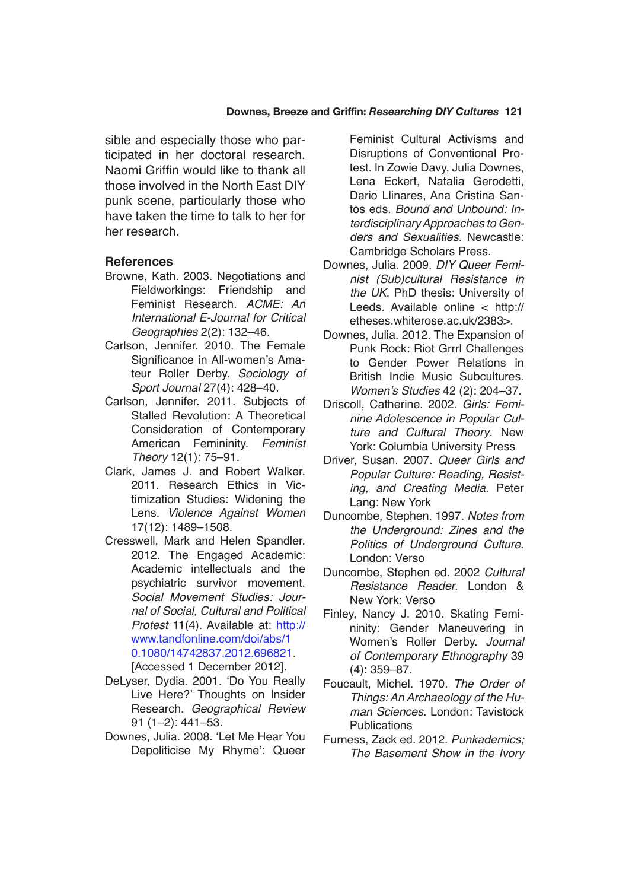sible and especially those who participated in her doctoral research. Naomi Griffin would like to thank all those involved in the North East DIY punk scene, particularly those who have taken the time to talk to her for her research.

## References

Browne, Kath. 2003. Negotiations and Fieldworkings: Friendship and Feminist Research. *ACME: An International E-Journal for Critical Geographies* 2(2): 132–46.

Carlson, Jennifer. 2010. The Female Significance in All-women's Amateur Roller Derby. *Sociology of Sport Journal* 27(4): 428–40.

Carlson, Jennifer. 2011. Subjects of Stalled Revolution: A Theoretical Consideration of Contemporary American Femininity. *Feminist Theory* 12(1): 75–91.

Clark, James J. and Robert Walker. 2011. Research Ethics in Victimization Studies: Widening the Lens. *Violence Against Women* 17(12): 1489–1508.

Cresswell, Mark and Helen Spandler. 2012. The Engaged Academic: Academic intellectuals and the psychiatric survivor movement. *Social Movement Studies: Journal of Social, Cultural and Political Protest* 11(4). Available at: http://www.tandfonline.com/doi/abs/10.1080/14742837.2012.696821. [Accessed 1 December 2012].

DeLyser, Dydia. 2001. 'Do You Really Live Here?' Thoughts on Insider Research. *Geographical Review* 91 (1–2): 441–53.

Downes, Julia. 2008. 'Let Me Hear You Depoliticise My Rhyme': Queer Feminist Cultural Activisms and Disruptions of Conventional Protest. In Zowie Davy, Julia Downes, Lena Eckert, Natalia Gerodetti, Dario Llinares, Ana Cristina Santos eds. *Bound and Unbound: Interdisciplinary Approaches to Genders and Sexualities*. Newcastle: Cambridge Scholars Press.

Downes, Julia. 2009. *DIY Queer Feminist (Sub)cultural Resistance in the UK*. PhD thesis: University of Leeds. Available online < http://etheses.whiterose.ac.uk/2383>.

Downes, Julia. 2012. The Expansion of Punk Rock: Riot Grrrl Challenges to Gender Power Relations in British Indie Music Subcultures. *Women's Studies* 42 (2): 204–37.

Driscoll, Catherine. 2002. *Girls: Feminine Adolescence in Popular Culture and Cultural Theory*. New York: Columbia University Press

Driver, Susan. 2007. *Queer Girls and Popular Culture: Reading, Resisting, and Creating Media.* Peter Lang: New York

Duncombe, Stephen. 1997. *Notes from the Underground: Zines and the Politics of Underground Culture*. London: Verso

Duncombe, Stephen ed. 2002 *Cultural Resistance Reader*. London & New York: Verso

Finley, Nancy J. 2010. Skating Femininity: Gender Maneuvering in Women's Roller Derby. *Journal of Contemporary Ethnography* 39 (4): 359–87.

Foucault, Michel. 1970. *The Order of Things: An Archaeology of the Human Sciences*. London: Tavistock Publications

Furness, Zack ed. 2012. *Punkademics; The Basement Show in the Ivory*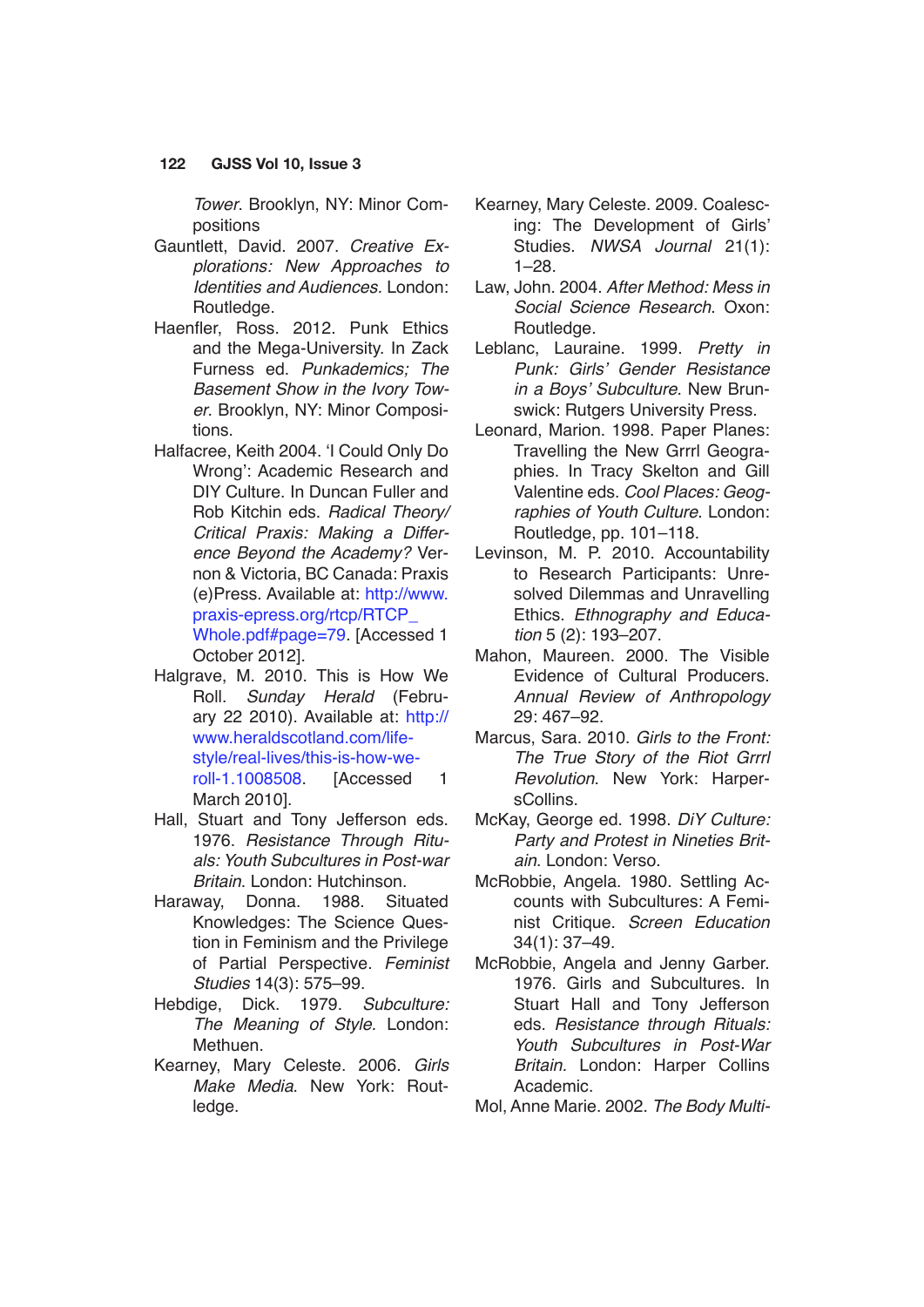*Tower*. Brooklyn, NY: Minor Compositions

Gauntlett, David. 2007. *Creative Explorations: New Approaches to Identities and Audiences.* London: Routledge.

Haenfler, Ross. 2012. Punk Ethics and the Mega-University. In Zack Furness ed. *Punkademics; The Basement Show in the Ivory Tower*. Brooklyn, NY: Minor Compositions.

Halfacree, Keith 2004. 'I Could Only Do Wrong': Academic Research and DIY Culture. In Duncan Fuller and Rob Kitchin eds. *Radical Theory/ Critical Praxis: Making a Difference Beyond the Academy?* Vernon & Victoria, BC Canada: Praxis (e)Press. Available at: http://www.praxis-epress.org/rtcp/RTCP_Whole.pdf#page=79. [Accessed 1 October 2012].

Halgrave, M. 2010. This is How We Roll. *Sunday Herald* (February 22 2010). Available at: http://www.heraldscotland.com/life-style/real-lives/this-is-how-we-roll-1.1008508. [Accessed 1 March 2010].

Hall, Stuart and Tony Jefferson eds. 1976. *Resistance Through Rituals: Youth Subcultures in Post-war Britain*. London: Hutchinson.

Haraway, Donna. 1988. Situated Knowledges: The Science Question in Feminism and the Privilege of Partial Perspective. *Feminist Studies* 14(3): 575–99.

Hebdige, Dick. 1979. *Subculture: The Meaning of Style*. London: Methuen.

Kearney, Mary Celeste. 2006. *Girls Make Media*. New York: Routledge.

Kearney, Mary Celeste. 2009. Coalescing: The Development of Girls' Studies. *NWSA Journal* 21(1): 1–28.

Law, John. 2004. *After Method: Mess in Social Science Research*. Oxon: Routledge.

Leblanc, Lauraine. 1999. *Pretty in Punk: Girls' Gender Resistance in a Boys' Subculture*. New Brunswick: Rutgers University Press.

Leonard, Marion. 1998. Paper Planes: Travelling the New Grrrl Geographies. In Tracy Skelton and Gill Valentine eds. *Cool Places: Geographies of Youth Culture*. London: Routledge, pp. 101–118.

Levinson, M. P. 2010. Accountability to Research Participants: Unresolved Dilemmas and Unravelling Ethics. *Ethnography and Education* 5 (2): 193–207.

Mahon, Maureen. 2000. The Visible Evidence of Cultural Producers. *Annual Review of Anthropology* 29: 467–92.

Marcus, Sara. 2010. *Girls to the Front: The True Story of the Riot Grrrl Revolution*. New York: HarpersCollins.

McKay, George ed. 1998. *DiY Culture: Party and Protest in Nineties Britain*. London: Verso.

McRobbie, Angela. 1980. Settling Accounts with Subcultures: A Feminist Critique. *Screen Education* 34(1): 37–49.

McRobbie, Angela and Jenny Garber. 1976. Girls and Subcultures. In Stuart Hall and Tony Jefferson eds. *Resistance through Rituals: Youth Subcultures in Post-War Britain*. London: Harper Collins Academic.

Mol, Anne Marie. 2002. *The Body Multi-*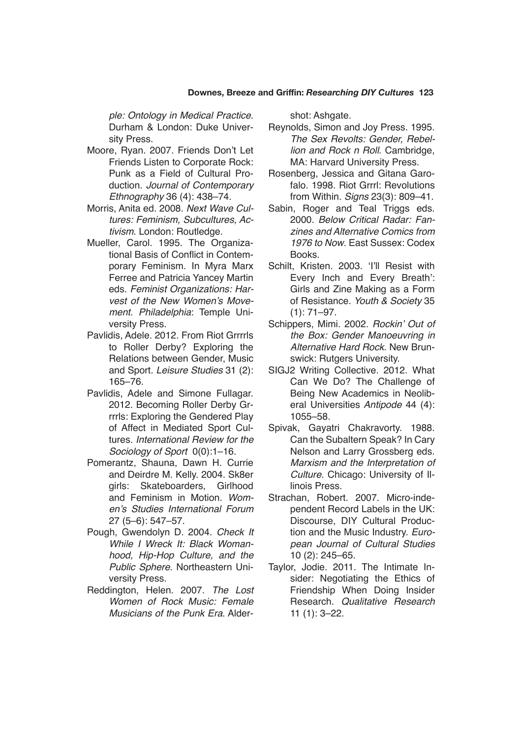ple: Ontology in Medical Practice*. Durham & London: Duke University Press.

Moore, Ryan. 2007. Friends Don't Let Friends Listen to Corporate Rock: Punk as a Field of Cultural Production. *Journal of Contemporary Ethnography* 36 (4): 438–74.

Morris, Anita ed. 2008. *Next Wave Cultures: Feminism, Subcultures, Activism*. London: Routledge.

Mueller, Carol. 1995. The Organizational Basis of Conflict in Contemporary Feminism. In Myra Marx Ferree and Patricia Yancey Martin eds. *Feminist Organizations: Harvest of the New Women's Movement. Philadelphia*: Temple University Press.

Pavlidis, Adele. 2012. From Riot Grrrrls to Roller Derby? Exploring the Relations between Gender, Music and Sport. *Leisure Studies* 31 (2): 165–76.

Pavlidis, Adele and Simone Fullagar. 2012. Becoming Roller Derby Grrrls: Exploring the Gendered Play of Affect in Mediated Sport Cultures. *International Review for the Sociology of Sport* 0(0):1–16.

Pomerantz, Shauna, Dawn H. Currie and Deirdre M. Kelly. 2004. Sk8er girls: Skateboarders, Girlhood and Feminism in Motion. *Women's Studies International Forum* 27 (5–6): 547–57.

Pough, Gwendolyn D. 2004. *Check It While I Wreck It: Black Womanhood, Hip-Hop Culture, and the Public Sphere*. Northeastern University Press.

Reddington, Helen. 2007. *The Lost Women of Rock Music: Female Musicians of the Punk Era*. Aldershot: Ashgate.

Reynolds, Simon and Joy Press. 1995. *The Sex Revolts: Gender, Rebellion and Rock n Roll*. Cambridge, MA: Harvard University Press.

Rosenberg, Jessica and Gitana Garofalo. 1998. Riot Grrrl: Revolutions from Within. *Signs* 23(3): 809–41.

Sabin, Roger and Teal Triggs eds. 2000. *Below Critical Radar: Fanzines and Alternative Comics from 1976 to Now*. East Sussex: Codex Books.

Schilt, Kristen. 2003. 'I'll Resist with Every Inch and Every Breath': Girls and Zine Making as a Form of Resistance. *Youth & Society* 35 (1): 71–97.

Schippers, Mimi. 2002. *Rockin' Out of the Box: Gender Manoeuvring in Alternative Hard Rock*. New Brunswick: Rutgers University.

SIGJ2 Writing Collective. 2012. What Can We Do? The Challenge of Being New Academics in Neoliberal Universities *Antipode* 44 (4): 1055–58.

Spivak, Gayatri Chakravorty. 1988. Can the Subaltern Speak? In Cary Nelson and Larry Grossberg eds. *Marxism and the Interpretation of Culture*. Chicago: University of Illinois Press.

Strachan, Robert. 2007. Micro-independent Record Labels in the UK: Discourse, DIY Cultural Production and the Music Industry. *European Journal of Cultural Studies* 10 (2): 245–65.

Taylor, Jodie. 2011. The Intimate Insider: Negotiating the Ethics of Friendship When Doing Insider Research. *Qualitative Research* 11 (1): 3–22.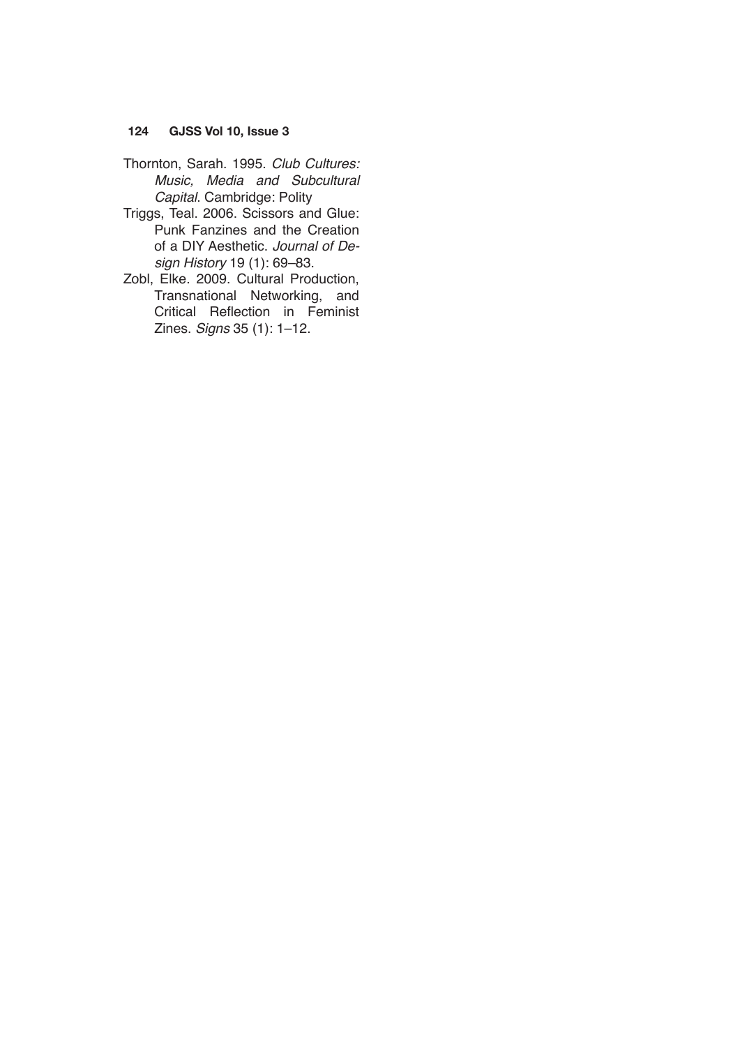Thornton, Sarah. 1995. *Club Cultures: Music, Media and Subcultural Capital*. Cambridge: Polity

Triggs, Teal. 2006. Scissors and Glue: Punk Fanzines and the Creation of a DIY Aesthetic. *Journal of Design History* 19 (1): 69–83.

Zobl, Elke. 2009. Cultural Production, Transnational Networking, and Critical Reflection in Feminist Zines. *Signs* 35 (1): 1–12.